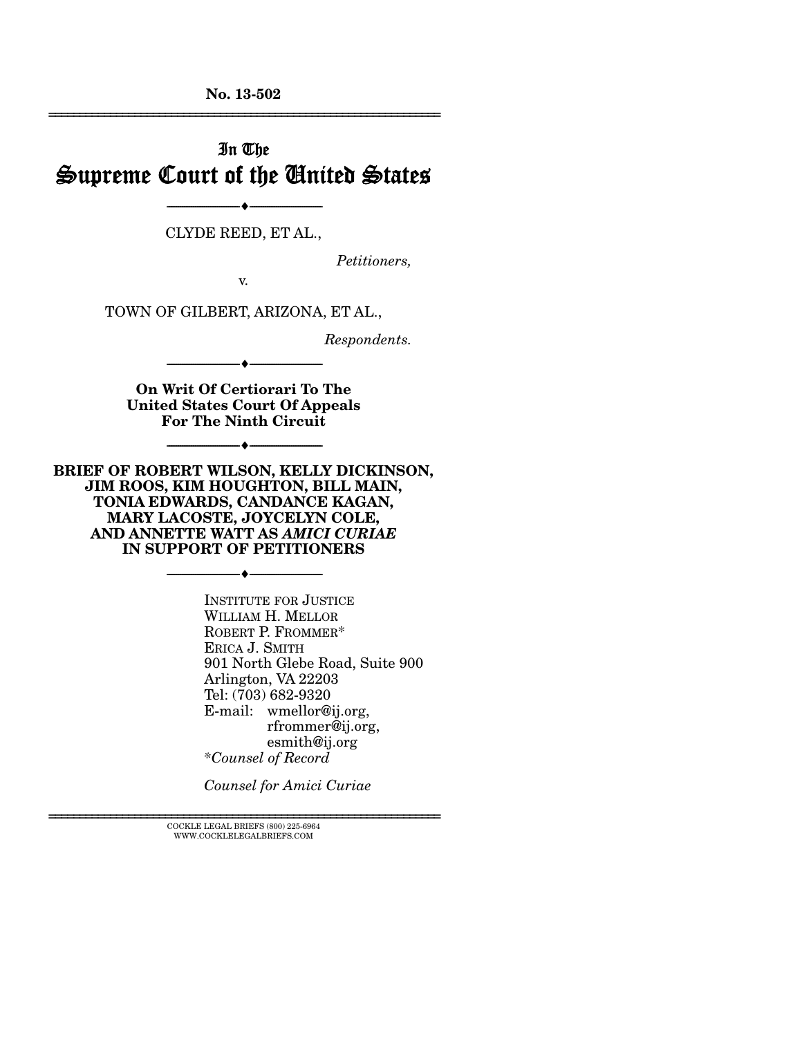No. 13-502

# In The Supreme Court of the United States

CLYDE REED, ET AL.,

*Petitioners,*

v.

TOWN OF GILBERT, ARIZONA, ET AL.,

*Respondents.*

**On Writ Of Certiorari To The United States Court Of Appeals For The Ninth Circuit**

**BRIEF OF ROBERT WILSON, KELLY DICKINSON, JIM ROOS, KIM HOUGHTON, BILL MAIN, TONIA EDWARDS, CANDANCE KAGAN, MARY LACOSTE, JOYCELYN COLE, AND ANNETTE WATT AS *AMICI CURIAE* IN SUPPORT OF PETITIONERS**

INSTITUTE FOR JUSTICE
WILLIAM H. MELLOR
ROBERT P. FROMMER*
ERICA J. SMITH
901 North Glebe Road, Suite 900
Arlington, VA 22203
Tel: (703) 682-9320
E-mail: wmellor@ij.org,
rfrommer@ij.org,
esmith@ij.org
*\*Counsel of Record*

*Counsel for Amici Curiae*

COCKLE LEGAL BRIEFS (800) 225-6964
WWW.COCKLELEGALBRIEFS.COM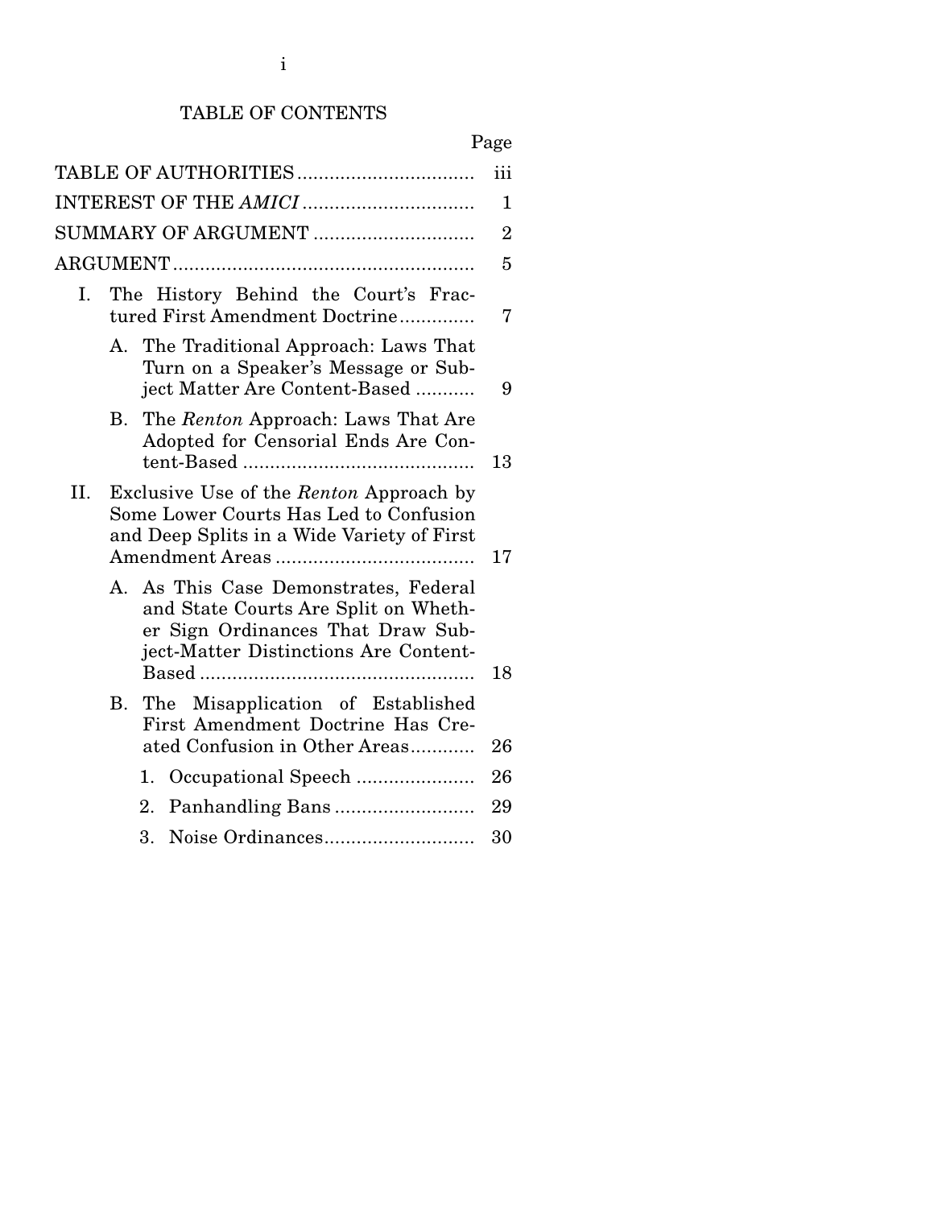# TABLE OF CONTENTS

| | Page |
|---|---|
| TABLE OF AUTHORITIES | iii |
| INTEREST OF THE *AMICI* | 1 |
| SUMMARY OF ARGUMENT | 2 |
| ARGUMENT | 5 |
| I. The History Behind the Court's Fractured First Amendment Doctrine | 7 |
| A. The Traditional Approach: Laws That Turn on a Speaker's Message or Subject Matter Are Content-Based | 9 |
| B. The *Renton* Approach: Laws That Are Adopted for Censorial Ends Are Content-Based | 13 |
| II. Exclusive Use of the *Renton* Approach by Some Lower Courts Has Led to Confusion and Deep Splits in a Wide Variety of First Amendment Areas | 17 |
| A. As This Case Demonstrates, Federal and State Courts Are Split on Whether Sign Ordinances That Draw Subject-Matter Distinctions Are Content-Based | 18 |
| B. The Misapplication of Established First Amendment Doctrine Has Created Confusion in Other Areas | 26 |
| 1. Occupational Speech | 26 |
| 2. Panhandling Bans | 29 |
| 3. Noise Ordinances | 30 |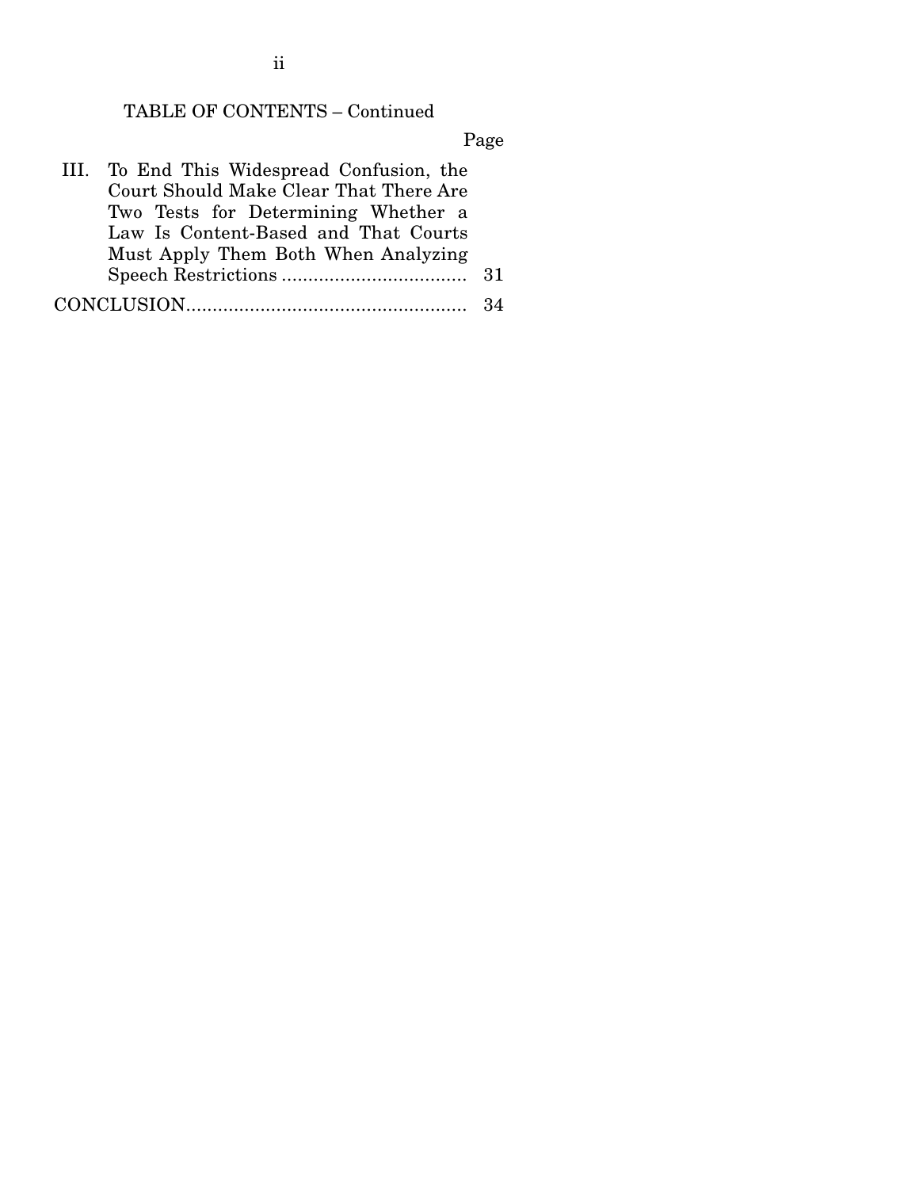TABLE OF CONTENTS – Continued

| | Page |
|---|---|
| III. To End This Widespread Confusion, the Court Should Make Clear That There Are Two Tests for Determining Whether a Law Is Content-Based and That Courts Must Apply Them Both When Analyzing Speech Restrictions | 31 |
| CONCLUSION | 34 |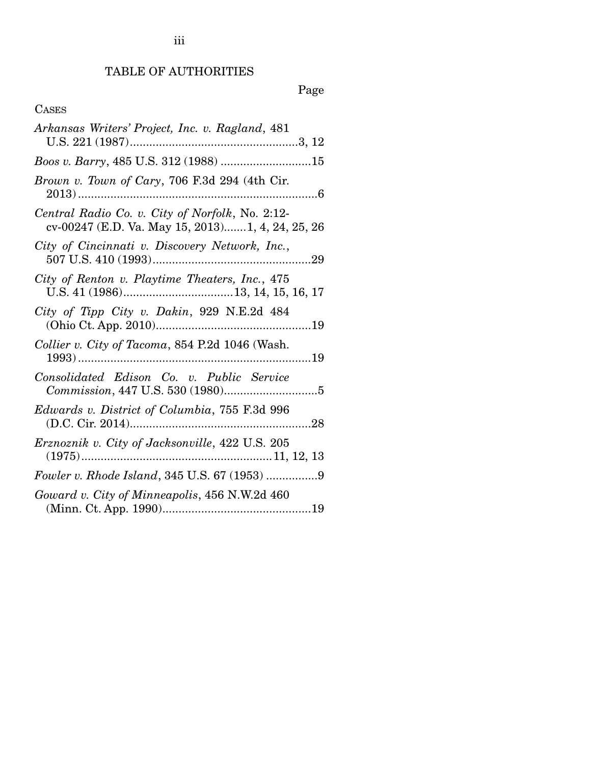# TABLE OF AUTHORITIES

Page

CASES

*Arkansas Writers' Project, Inc. v. Ragland*, 481 U.S. 221 (1987) .................................................... 3, 12

*Boos v. Barry*, 485 U.S. 312 (1988) ............................ 15

*Brown v. Town of Cary*, 706 F.3d 294 (4th Cir. 2013) .......................................................................... 6

*Central Radio Co. v. City of Norfolk*, No. 2:12-cv-00247 (E.D. Va. May 15, 2013) ....... 1, 4, 24, 25, 26

*City of Cincinnati v. Discovery Network, Inc.*, 507 U.S. 410 (1993) ................................................. 29

*City of Renton v. Playtime Theaters, Inc.*, 475 U.S. 41 (1986) .................................. 13, 14, 15, 16, 17

*City of Tipp City v. Dakin*, 929 N.E.2d 484 (Ohio Ct. App. 2010) ................................................ 19

*Collier v. City of Tacoma*, 854 P.2d 1046 (Wash. 1993) ......................................................................... 19

*Consolidated Edison Co. v. Public Service Commission*, 447 U.S. 530 (1980) ............................. 5

*Edwards v. District of Columbia*, 755 F.3d 996 (D.C. Cir. 2014) ........................................................ 28

*Erznoznik v. City of Jacksonville*, 422 U.S. 205 (1975) ........................................................... 11, 12, 13

*Fowler v. Rhode Island*, 345 U.S. 67 (1953) ................ 9

*Goward v. City of Minneapolis*, 456 N.W.2d 460 (Minn. Ct. App. 1990) .............................................. 19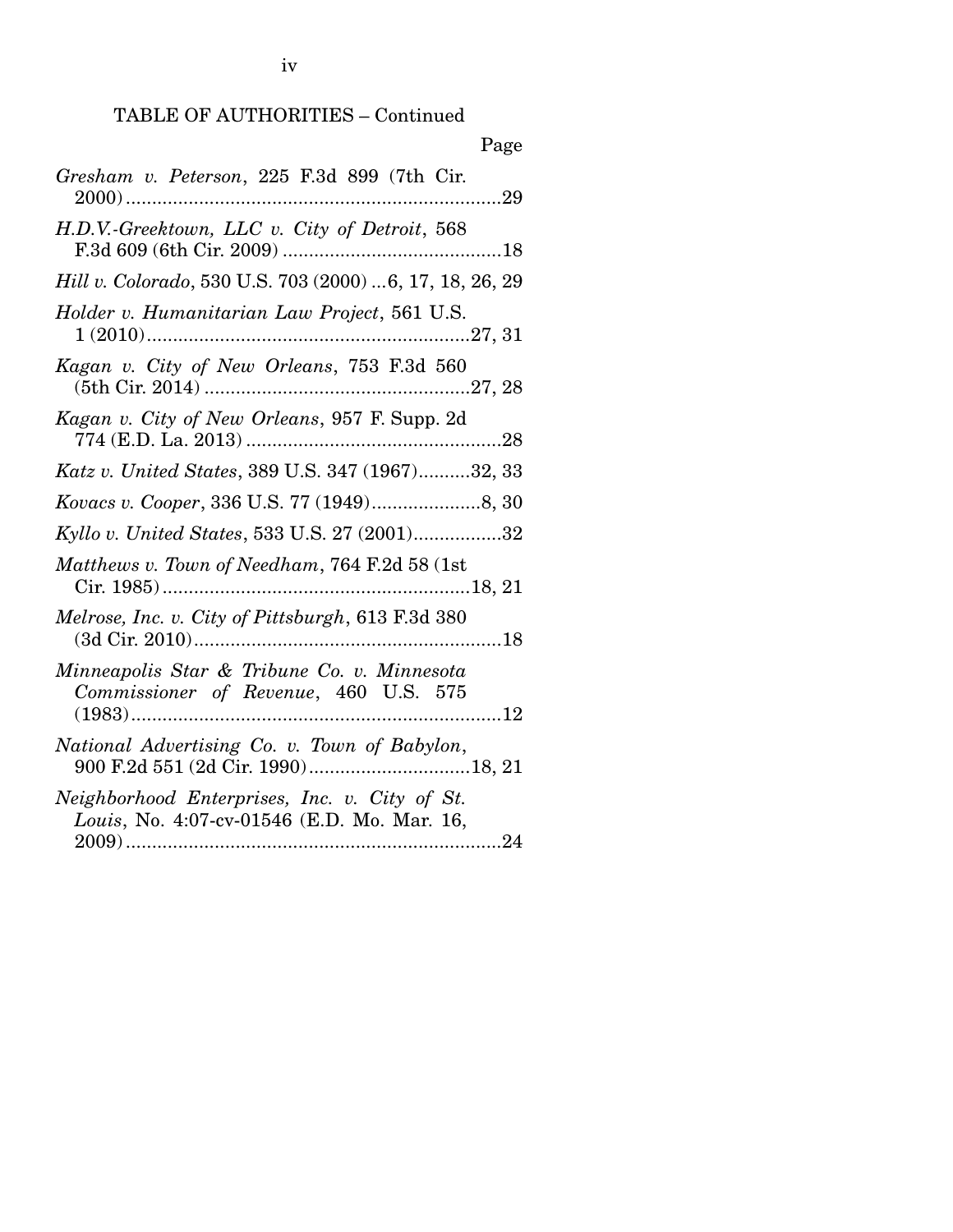TABLE OF AUTHORITIES – Continued

Page

*Gresham v. Peterson*, 225 F.3d 899 (7th Cir. 2000) ........................................................................29

*H.D.V.-Greektown, LLC v. City of Detroit*, 568 F.3d 609 (6th Cir. 2009) ..........................................18

*Hill v. Colorado*, 530 U.S. 703 (2000) ...6, 17, 18, 26, 29

*Holder v. Humanitarian Law Project*, 561 U.S. 1 (2010).............................................................27, 31

*Kagan v. City of New Orleans*, 753 F.3d 560 (5th Cir. 2014) ..................................................27, 28

*Kagan v. City of New Orleans*, 957 F. Supp. 2d 774 (E.D. La. 2013) .................................................28

*Katz v. United States*, 389 U.S. 347 (1967)..........32, 33

*Kovacs v. Cooper*, 336 U.S. 77 (1949).....................8, 30

*Kyllo v. United States*, 533 U.S. 27 (2001).................32

*Matthews v. Town of Needham*, 764 F.2d 58 (1st Cir. 1985)..........................................................18, 21

*Melrose, Inc. v. City of Pittsburgh*, 613 F.3d 380 (3d Cir. 2010)...........................................................18

*Minneapolis Star & Tribune Co. v. Minnesota Commissioner of Revenue*, 460 U.S. 575 (1983).......................................................................12

*National Advertising Co. v. Town of Babylon*, 900 F.2d 551 (2d Cir. 1990)...............................18, 21

*Neighborhood Enterprises, Inc. v. City of St. Louis*, No. 4:07-cv-01546 (E.D. Mo. Mar. 16, 2009)........................................................................24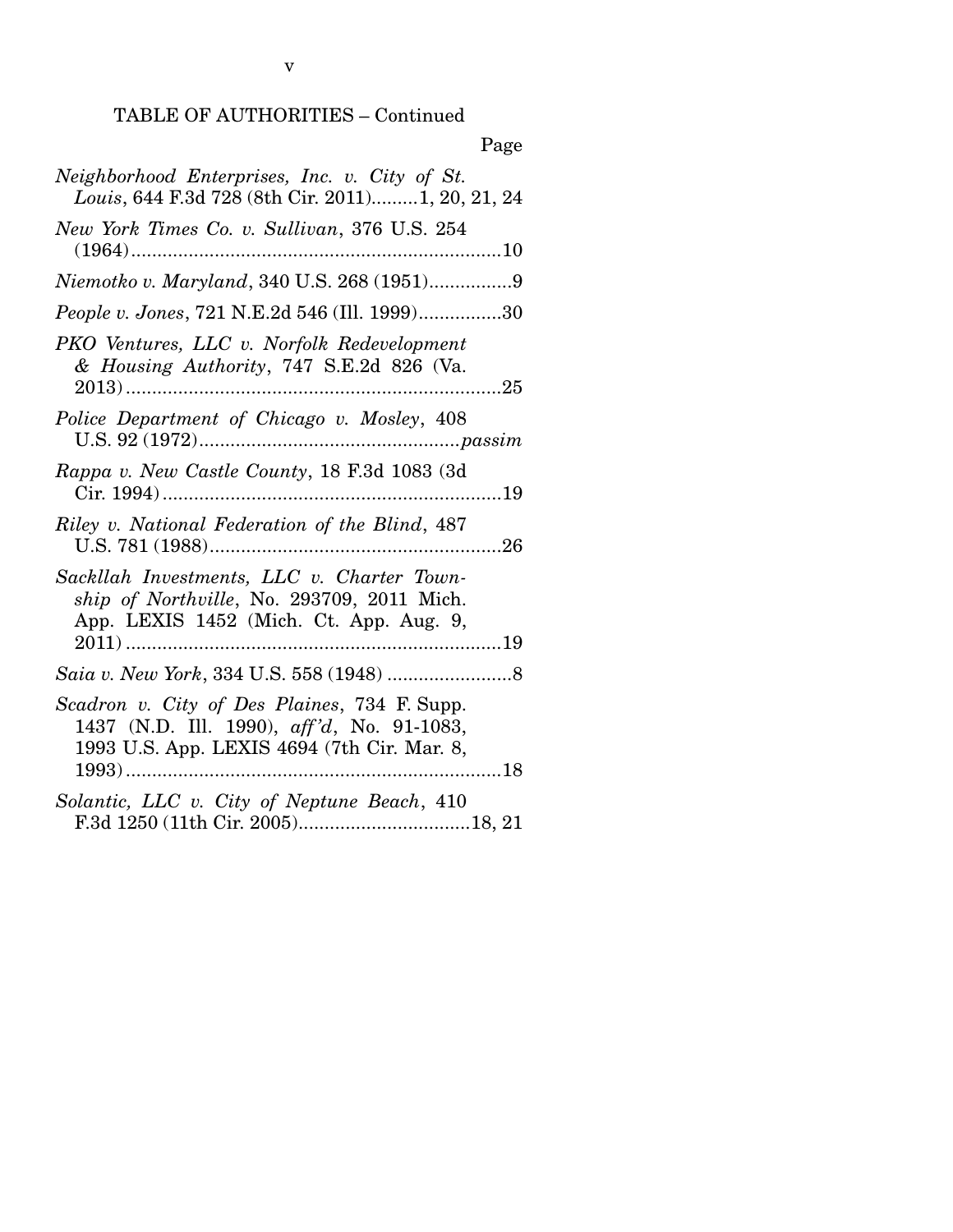TABLE OF AUTHORITIES – Continued

Page

*Neighborhood Enterprises, Inc. v. City of St. Louis*, 644 F.3d 728 (8th Cir. 2011).........1, 20, 21, 24

*New York Times Co. v. Sullivan*, 376 U.S. 254 (1964).......................................................................10

*Niemotko v. Maryland*, 340 U.S. 268 (1951)................9

*People v. Jones*, 721 N.E.2d 546 (Ill. 1999)................30

*PKO Ventures, LLC v. Norfolk Redevelopment & Housing Authority*, 747 S.E.2d 826 (Va. 2013)........................................................................25

*Police Department of Chicago v. Mosley*, 408 U.S. 92 (1972).................................................*passim*

*Rappa v. New Castle County*, 18 F.3d 1083 (3d Cir. 1994).................................................................19

*Riley v. National Federation of the Blind*, 487 U.S. 781 (1988)........................................................26

*Sackllah Investments, LLC v. Charter Township of Northville*, No. 293709, 2011 Mich. App. LEXIS 1452 (Mich. Ct. App. Aug. 9, 2011)........................................................................19

*Saia v. New York*, 334 U.S. 558 (1948) ........................8

*Scadron v. City of Des Plaines*, 734 F. Supp. 1437 (N.D. Ill. 1990), *aff'd*, No. 91-1083, 1993 U.S. App. LEXIS 4694 (7th Cir. Mar. 8, 1993)........................................................................18

*Solantic, LLC v. City of Neptune Beach*, 410 F.3d 1250 (11th Cir. 2005).................................18, 21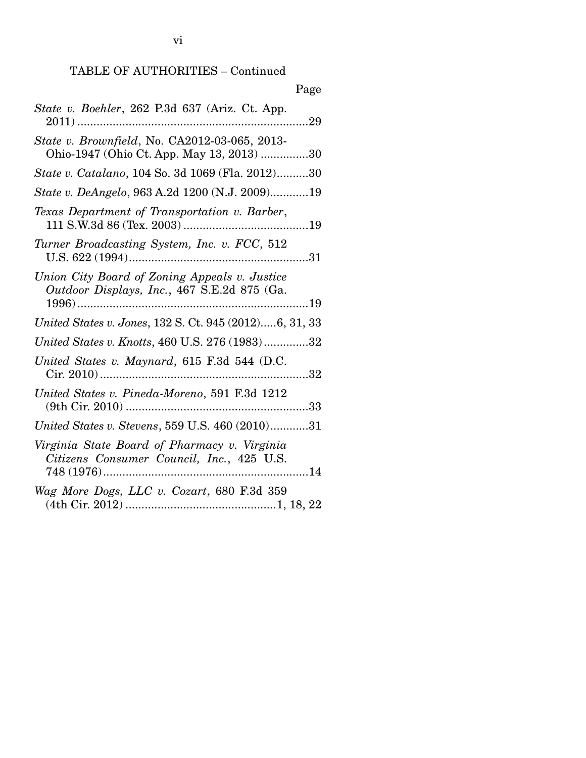TABLE OF AUTHORITIES – Continued

Page

*State v. Boehler*, 262 P.3d 637 (Ariz. Ct. App. 2011) ........................................................................29

*State v. Brownfield*, No. CA2012-03-065, 2013-Ohio-1947 (Ohio Ct. App. May 13, 2013) ...............30

*State v. Catalano*, 104 So. 3d 1069 (Fla. 2012)..........30

*State v. DeAngelo*, 963 A.2d 1200 (N.J. 2009)............19

*Texas Department of Transportation v. Barber*, 111 S.W.3d 86 (Tex. 2003) .......................................19

*Turner Broadcasting System, Inc. v. FCC*, 512 U.S. 622 (1994)........................................................31

*Union City Board of Zoning Appeals v. Justice Outdoor Displays, Inc.*, 467 S.E.2d 875 (Ga. 1996)........................................................................19

*United States v. Jones*, 132 S. Ct. 945 (2012).....6, 31, 33

*United States v. Knotts*, 460 U.S. 276 (1983)..............32

*United States v. Maynard*, 615 F.3d 544 (D.C. Cir. 2010).................................................................32

*United States v. Pineda-Moreno*, 591 F.3d 1212 (9th Cir. 2010) .........................................................33

*United States v. Stevens*, 559 U.S. 460 (2010)............31

*Virginia State Board of Pharmacy v. Virginia Citizens Consumer Council, Inc.*, 425 U.S. 748 (1976)................................................................14

*Wag More Dogs, LLC v. Cozart*, 680 F.3d 359 (4th Cir. 2012) ..............................................1, 18, 22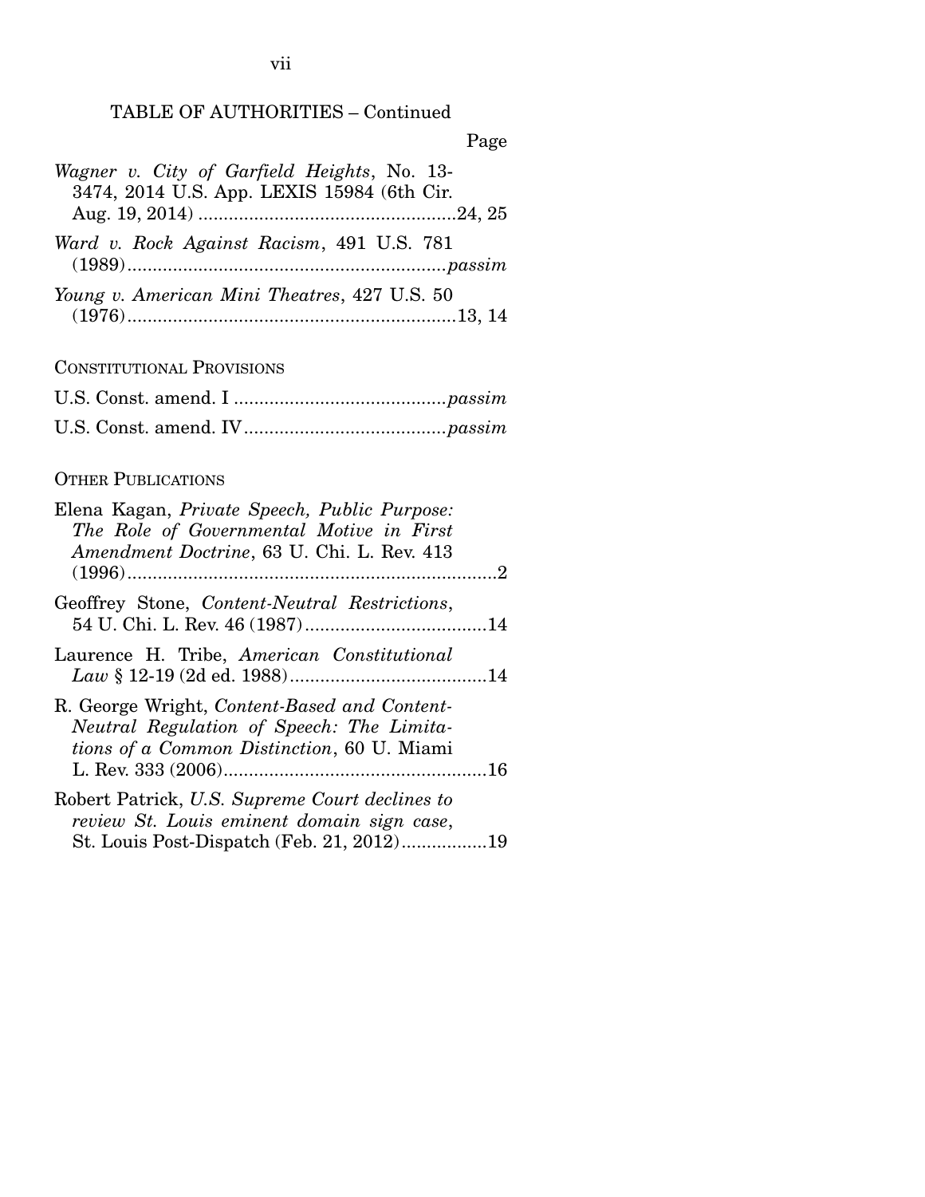TABLE OF AUTHORITIES – Continued

Page

*Wagner v. City of Garfield Heights*, No. 13-3474, 2014 U.S. App. LEXIS 15984 (6th Cir. Aug. 19, 2014) ....................24, 25

*Ward v. Rock Against Racism*, 491 U.S. 781 (1989) ....................*passim*

*Young v. American Mini Theatres*, 427 U.S. 50 (1976) ....................13, 14

CONSTITUTIONAL PROVISIONS

U.S. Const. amend. I ....................*passim*

U.S. Const. amend. IV ....................*passim*

OTHER PUBLICATIONS

Elena Kagan, *Private Speech, Public Purpose: The Role of Governmental Motive in First Amendment Doctrine*, 63 U. Chi. L. Rev. 413 (1996) ....................2

Geoffrey Stone, *Content-Neutral Restrictions*, 54 U. Chi. L. Rev. 46 (1987) ....................14

Laurence H. Tribe, *American Constitutional Law* § 12-19 (2d ed. 1988) ....................14

R. George Wright, *Content-Based and Content-Neutral Regulation of Speech: The Limitations of a Common Distinction*, 60 U. Miami L. Rev. 333 (2006) ....................16

Robert Patrick, *U.S. Supreme Court declines to review St. Louis eminent domain sign case*, St. Louis Post-Dispatch (Feb. 21, 2012) ....................19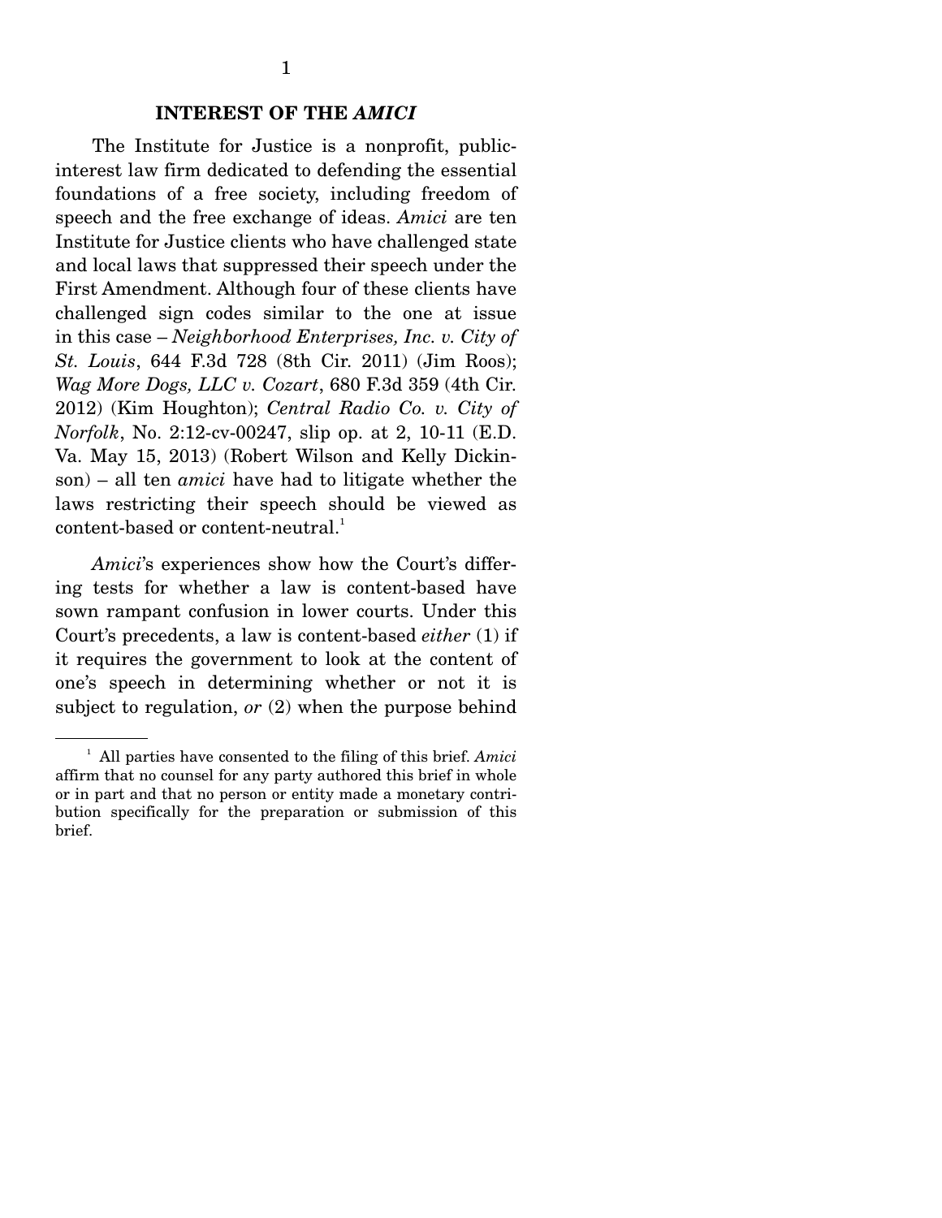## INTEREST OF THE *AMICI*

The Institute for Justice is a nonprofit, public-interest law firm dedicated to defending the essential foundations of a free society, including freedom of speech and the free exchange of ideas. *Amici* are ten Institute for Justice clients who have challenged state and local laws that suppressed their speech under the First Amendment. Although four of these clients have challenged sign codes similar to the one at issue in this case – *Neighborhood Enterprises, Inc. v. City of St. Louis*, 644 F.3d 728 (8th Cir. 2011) (Jim Roos); *Wag More Dogs, LLC v. Cozart*, 680 F.3d 359 (4th Cir. 2012) (Kim Houghton); *Central Radio Co. v. City of Norfolk*, No. 2:12-cv-00247, slip op. at 2, 10-11 (E.D. Va. May 15, 2013) (Robert Wilson and Kelly Dickinson) – all ten *amici* have had to litigate whether the laws restricting their speech should be viewed as content-based or content-neutral.[1]

*Amici*'s experiences show how the Court's differing tests for whether a law is content-based have sown rampant confusion in lower courts. Under this Court's precedents, a law is content-based *either* (1) if it requires the government to look at the content of one's speech in determining whether or not it is subject to regulation, *or* (2) when the purpose behind

[1] All parties have consented to the filing of this brief. *Amici* affirm that no counsel for any party authored this brief in whole or in part and that no person or entity made a monetary contribution specifically for the preparation or submission of this brief.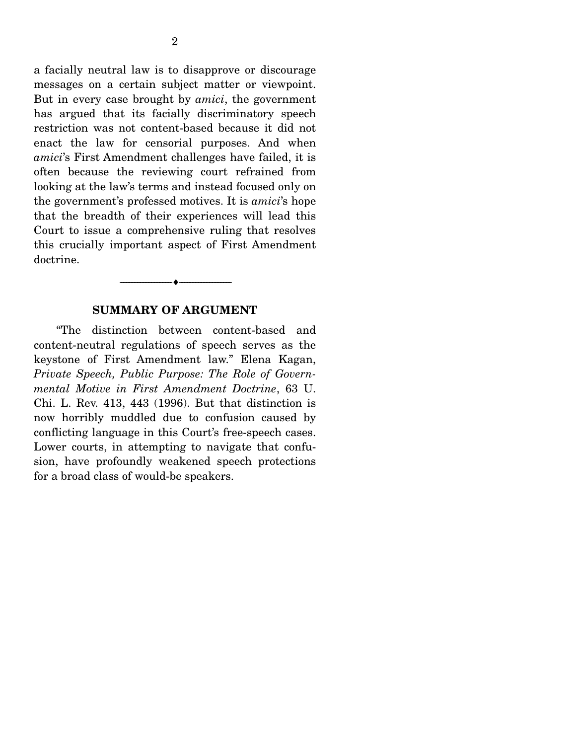a facially neutral law is to disapprove or discourage messages on a certain subject matter or viewpoint. But in every case brought by *amici*, the government has argued that its facially discriminatory speech restriction was not content-based because it did not enact the law for censorial purposes. And when *amici*'s First Amendment challenges have failed, it is often because the reviewing court refrained from looking at the law's terms and instead focused only on the government's professed motives. It is *amici*'s hope that the breadth of their experiences will lead this Court to issue a comprehensive ruling that resolves this crucially important aspect of First Amendment doctrine.

---

## SUMMARY OF ARGUMENT

"The distinction between content-based and content-neutral regulations of speech serves as the keystone of First Amendment law." Elena Kagan, *Private Speech, Public Purpose: The Role of Governmental Motive in First Amendment Doctrine*, 63 U. Chi. L. Rev. 413, 443 (1996). But that distinction is now horribly muddled due to confusion caused by conflicting language in this Court's free-speech cases. Lower courts, in attempting to navigate that confusion, have profoundly weakened speech protections for a broad class of would-be speakers.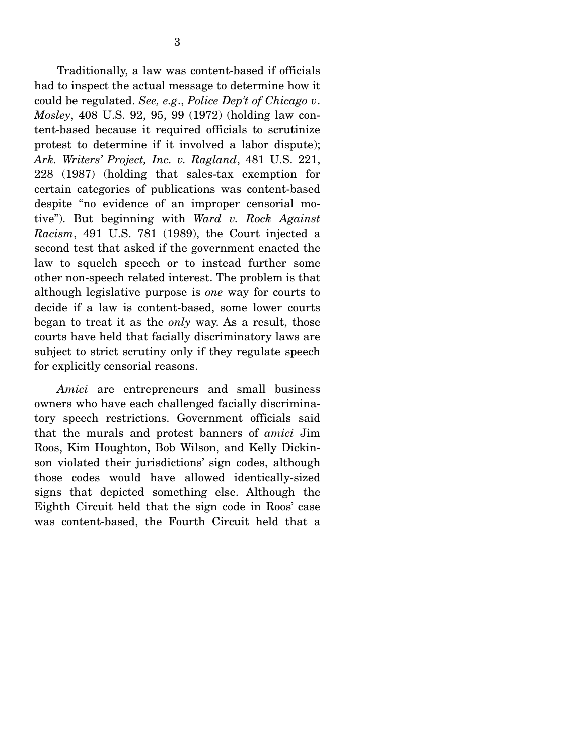Traditionally, a law was content-based if officials had to inspect the actual message to determine how it could be regulated. *See, e.g.*, *Police Dep't of Chicago v. Mosley*, 408 U.S. 92, 95, 99 (1972) (holding law content-based because it required officials to scrutinize protest to determine if it involved a labor dispute); *Ark. Writers' Project, Inc. v. Ragland*, 481 U.S. 221, 228 (1987) (holding that sales-tax exemption for certain categories of publications was content-based despite "no evidence of an improper censorial motive"). But beginning with *Ward v. Rock Against Racism*, 491 U.S. 781 (1989), the Court injected a second test that asked if the government enacted the law to squelch speech or to instead further some other non-speech related interest. The problem is that although legislative purpose is *one* way for courts to decide if a law is content-based, some lower courts began to treat it as the *only* way. As a result, those courts have held that facially discriminatory laws are subject to strict scrutiny only if they regulate speech for explicitly censorial reasons.

*Amici* are entrepreneurs and small business owners who have each challenged facially discriminatory speech restrictions. Government officials said that the murals and protest banners of *amici* Jim Roos, Kim Houghton, Bob Wilson, and Kelly Dickinson violated their jurisdictions' sign codes, although those codes would have allowed identically-sized signs that depicted something else. Although the Eighth Circuit held that the sign code in Roos' case was content-based, the Fourth Circuit held that a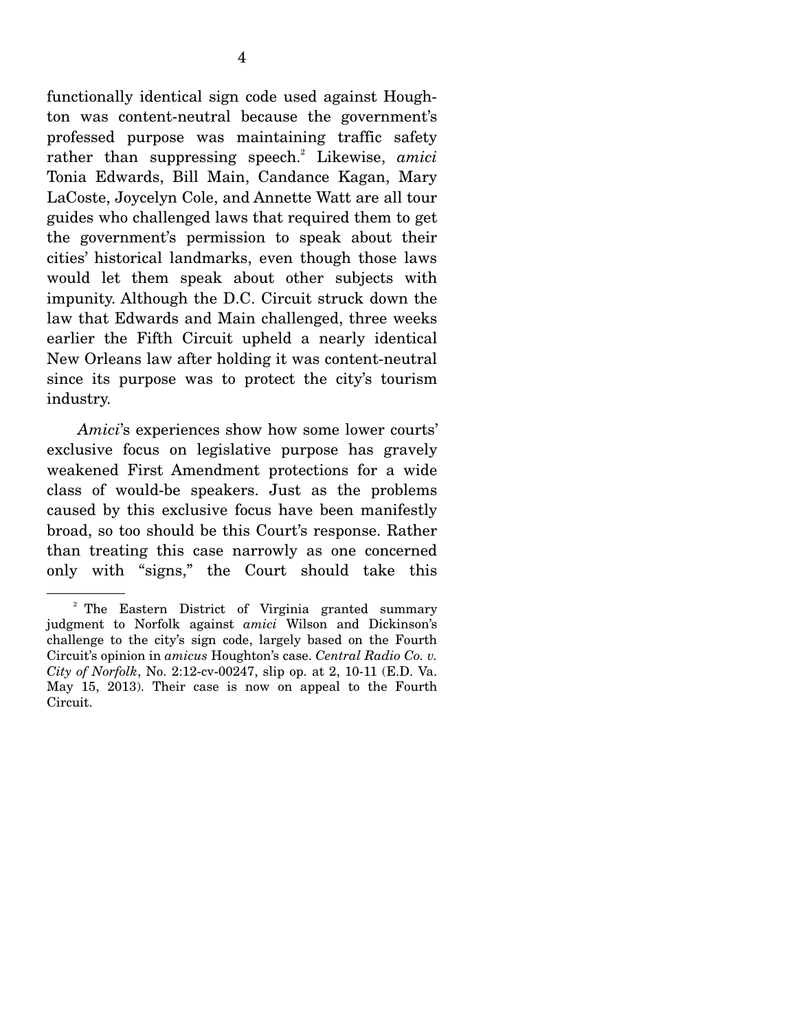functionally identical sign code used against Houghton was content-neutral because the government's professed purpose was maintaining traffic safety rather than suppressing speech.[2] Likewise, *amici* Tonia Edwards, Bill Main, Candance Kagan, Mary LaCoste, Joycelyn Cole, and Annette Watt are all tour guides who challenged laws that required them to get the government's permission to speak about their cities' historical landmarks, even though those laws would let them speak about other subjects with impunity. Although the D.C. Circuit struck down the law that Edwards and Main challenged, three weeks earlier the Fifth Circuit upheld a nearly identical New Orleans law after holding it was content-neutral since its purpose was to protect the city's tourism industry.

*Amici*'s experiences show how some lower courts' exclusive focus on legislative purpose has gravely weakened First Amendment protections for a wide class of would-be speakers. Just as the problems caused by this exclusive focus have been manifestly broad, so too should be this Court's response. Rather than treating this case narrowly as one concerned only with "signs," the Court should take this

---

[2] The Eastern District of Virginia granted summary judgment to Norfolk against *amici* Wilson and Dickinson's challenge to the city's sign code, largely based on the Fourth Circuit's opinion in *amicus* Houghton's case. *Central Radio Co. v. City of Norfolk*, No. 2:12-cv-00247, slip op. at 2, 10-11 (E.D. Va. May 15, 2013). Their case is now on appeal to the Fourth Circuit.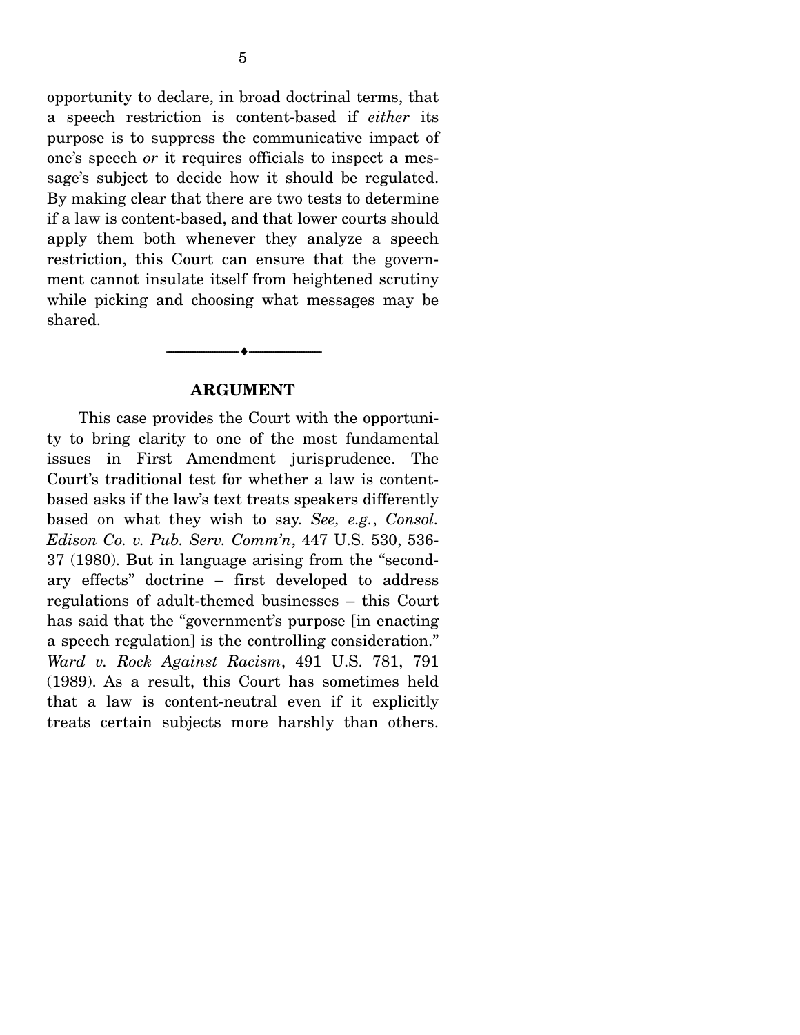opportunity to declare, in broad doctrinal terms, that a speech restriction is content-based if *either* its purpose is to suppress the communicative impact of one's speech *or* it requires officials to inspect a message's subject to decide how it should be regulated. By making clear that there are two tests to determine if a law is content-based, and that lower courts should apply them both whenever they analyze a speech restriction, this Court can ensure that the government cannot insulate itself from heightened scrutiny while picking and choosing what messages may be shared.

---

## ARGUMENT

This case provides the Court with the opportunity to bring clarity to one of the most fundamental issues in First Amendment jurisprudence. The Court's traditional test for whether a law is content-based asks if the law's text treats speakers differently based on what they wish to say. *See, e.g.*, *Consol. Edison Co. v. Pub. Serv. Comm'n*, 447 U.S. 530, 536-37 (1980). But in language arising from the "secondary effects" doctrine – first developed to address regulations of adult-themed businesses – this Court has said that the "government's purpose [in enacting a speech regulation] is the controlling consideration." *Ward v. Rock Against Racism*, 491 U.S. 781, 791 (1989). As a result, this Court has sometimes held that a law is content-neutral even if it explicitly treats certain subjects more harshly than others.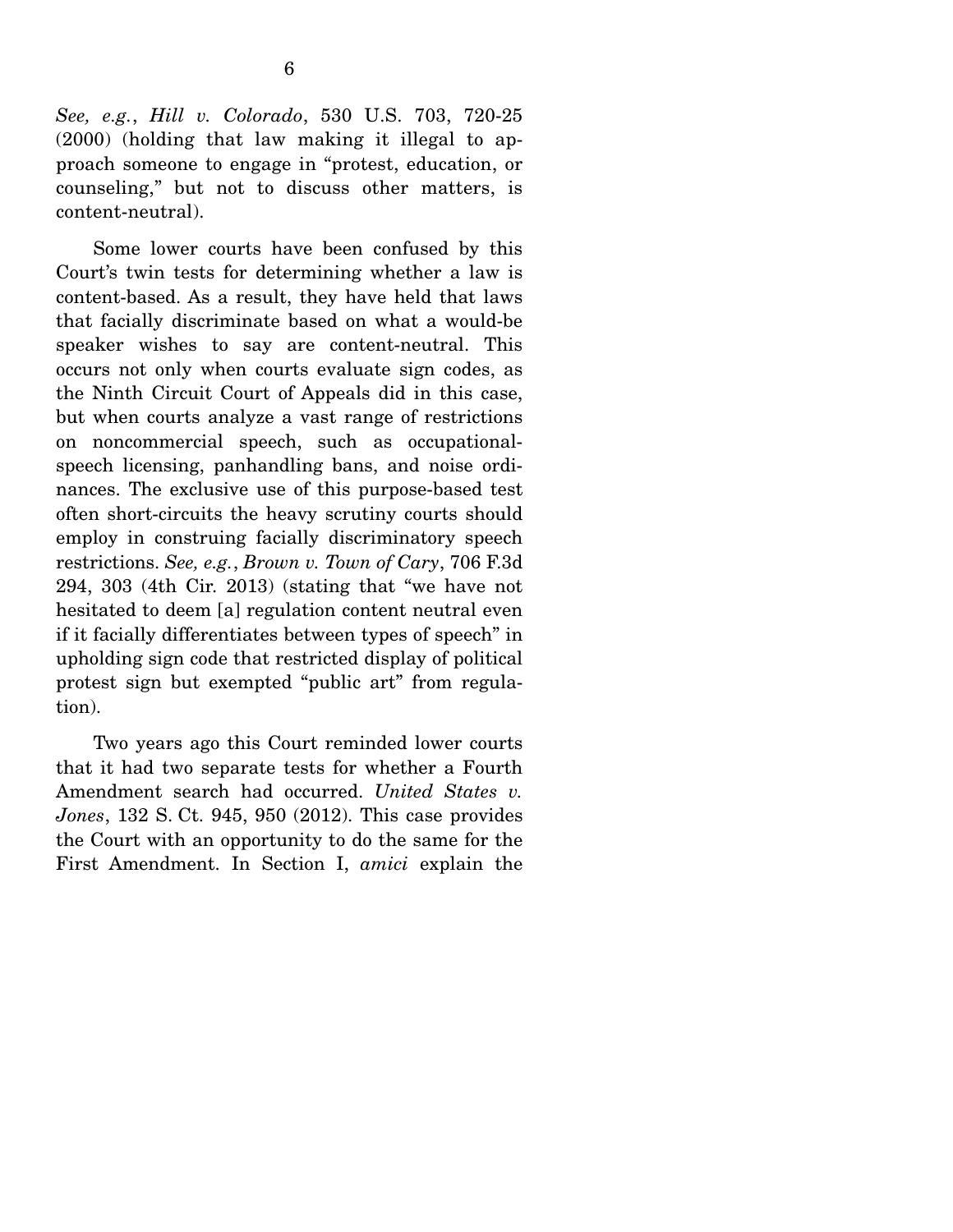*See, e.g.*, *Hill v. Colorado*, 530 U.S. 703, 720-25 (2000) (holding that law making it illegal to approach someone to engage in "protest, education, or counseling," but not to discuss other matters, is content-neutral).

Some lower courts have been confused by this Court's twin tests for determining whether a law is content-based. As a result, they have held that laws that facially discriminate based on what a would-be speaker wishes to say are content-neutral. This occurs not only when courts evaluate sign codes, as the Ninth Circuit Court of Appeals did in this case, but when courts analyze a vast range of restrictions on noncommercial speech, such as occupational-speech licensing, panhandling bans, and noise ordinances. The exclusive use of this purpose-based test often short-circuits the heavy scrutiny courts should employ in construing facially discriminatory speech restrictions. *See, e.g.*, *Brown v. Town of Cary*, 706 F.3d 294, 303 (4th Cir. 2013) (stating that "we have not hesitated to deem [a] regulation content neutral even if it facially differentiates between types of speech" in upholding sign code that restricted display of political protest sign but exempted "public art" from regulation).

Two years ago this Court reminded lower courts that it had two separate tests for whether a Fourth Amendment search had occurred. *United States v. Jones*, 132 S. Ct. 945, 950 (2012). This case provides the Court with an opportunity to do the same for the First Amendment. In Section I, *amici* explain the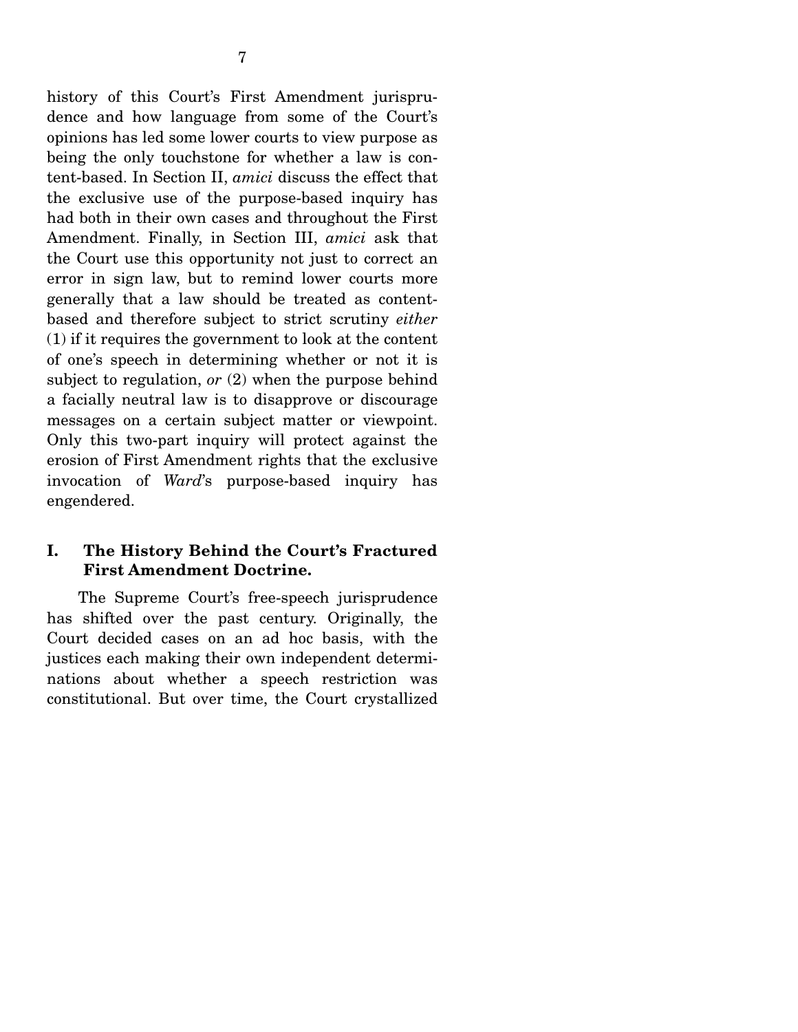history of this Court's First Amendment jurisprudence and how language from some of the Court's opinions has led some lower courts to view purpose as being the only touchstone for whether a law is content-based. In Section II, *amici* discuss the effect that the exclusive use of the purpose-based inquiry has had both in their own cases and throughout the First Amendment. Finally, in Section III, *amici* ask that the Court use this opportunity not just to correct an error in sign law, but to remind lower courts more generally that a law should be treated as content-based and therefore subject to strict scrutiny *either* (1) if it requires the government to look at the content of one's speech in determining whether or not it is subject to regulation, *or* (2) when the purpose behind a facially neutral law is to disapprove or discourage messages on a certain subject matter or viewpoint. Only this two-part inquiry will protect against the erosion of First Amendment rights that the exclusive invocation of *Ward*'s purpose-based inquiry has engendered.

## I. The History Behind the Court's Fractured First Amendment Doctrine.

The Supreme Court's free-speech jurisprudence has shifted over the past century. Originally, the Court decided cases on an ad hoc basis, with the justices each making their own independent determinations about whether a speech restriction was constitutional. But over time, the Court crystallized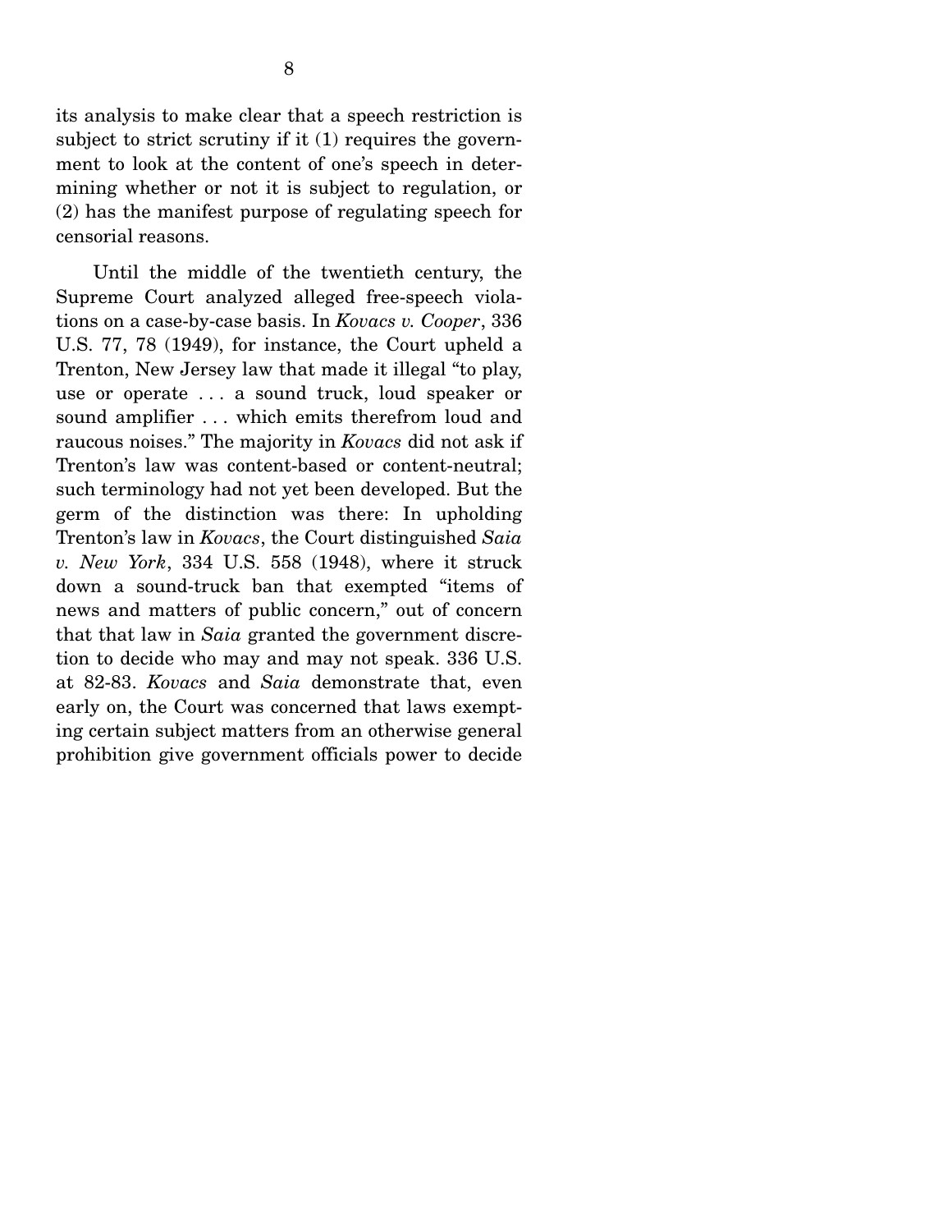its analysis to make clear that a speech restriction is subject to strict scrutiny if it (1) requires the government to look at the content of one's speech in determining whether or not it is subject to regulation, or (2) has the manifest purpose of regulating speech for censorial reasons.

Until the middle of the twentieth century, the Supreme Court analyzed alleged free-speech violations on a case-by-case basis. In *Kovacs v. Cooper*, 336 U.S. 77, 78 (1949), for instance, the Court upheld a Trenton, New Jersey law that made it illegal "to play, use or operate . . . a sound truck, loud speaker or sound amplifier . . . which emits therefrom loud and raucous noises." The majority in *Kovacs* did not ask if Trenton's law was content-based or content-neutral; such terminology had not yet been developed. But the germ of the distinction was there: In upholding Trenton's law in *Kovacs*, the Court distinguished *Saia v. New York*, 334 U.S. 558 (1948), where it struck down a sound-truck ban that exempted "items of news and matters of public concern," out of concern that that law in *Saia* granted the government discretion to decide who may and may not speak. 336 U.S. at 82-83. *Kovacs* and *Saia* demonstrate that, even early on, the Court was concerned that laws exempting certain subject matters from an otherwise general prohibition give government officials power to decide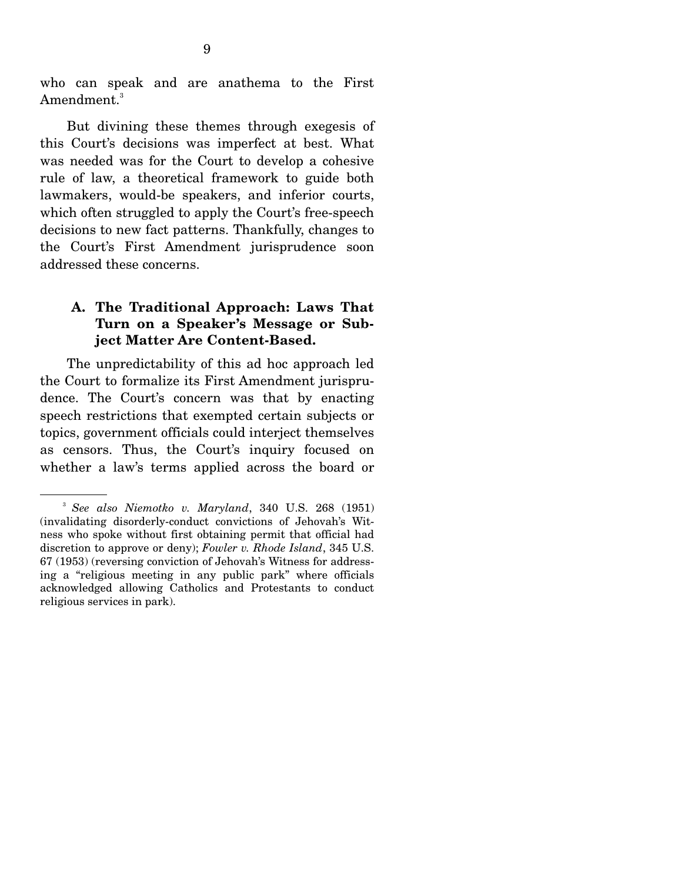who can speak and are anathema to the First Amendment.[3]

But divining these themes through exegesis of this Court's decisions was imperfect at best. What was needed was for the Court to develop a cohesive rule of law, a theoretical framework to guide both lawmakers, would-be speakers, and inferior courts, which often struggled to apply the Court's free-speech decisions to new fact patterns. Thankfully, changes to the Court's First Amendment jurisprudence soon addressed these concerns.

### A. The Traditional Approach: Laws That Turn on a Speaker's Message or Subject Matter Are Content-Based.

The unpredictability of this ad hoc approach led the Court to formalize its First Amendment jurisprudence. The Court's concern was that by enacting speech restrictions that exempted certain subjects or topics, government officials could interject themselves as censors. Thus, the Court's inquiry focused on whether a law's terms applied across the board or

---

[3] *See also Niemotko v. Maryland*, 340 U.S. 268 (1951) (invalidating disorderly-conduct convictions of Jehovah's Witness who spoke without first obtaining permit that official had discretion to approve or deny); *Fowler v. Rhode Island*, 345 U.S. 67 (1953) (reversing conviction of Jehovah's Witness for addressing a "religious meeting in any public park" where officials acknowledged allowing Catholics and Protestants to conduct religious services in park).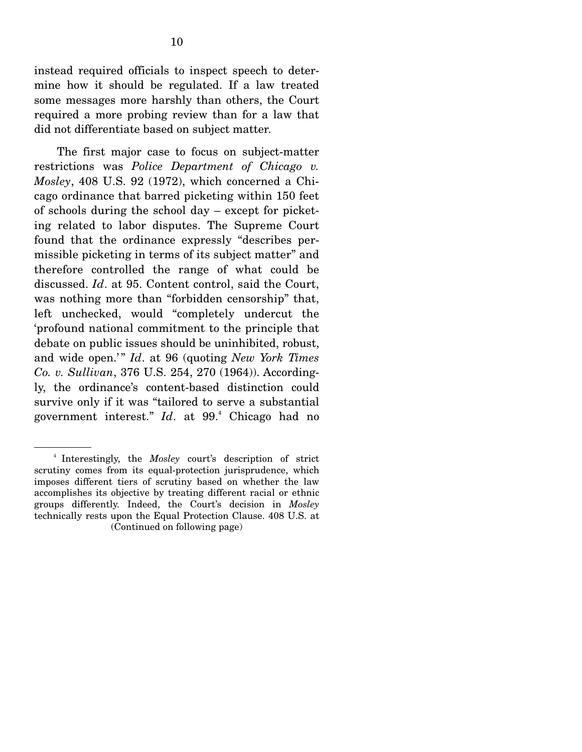instead required officials to inspect speech to determine how it should be regulated. If a law treated some messages more harshly than others, the Court required a more probing review than for a law that did not differentiate based on subject matter.

The first major case to focus on subject-matter restrictions was *Police Department of Chicago v. Mosley*, 408 U.S. 92 (1972), which concerned a Chicago ordinance that barred picketing within 150 feet of schools during the school day – except for picketing related to labor disputes. The Supreme Court found that the ordinance expressly "describes permissible picketing in terms of its subject matter" and therefore controlled the range of what could be discussed. *Id*. at 95. Content control, said the Court, was nothing more than "forbidden censorship" that, left unchecked, would "completely undercut the 'profound national commitment to the principle that debate on public issues should be uninhibited, robust, and wide open.'" *Id*. at 96 (quoting *New York Times Co. v. Sullivan*, 376 U.S. 254, 270 (1964)). Accordingly, the ordinance's content-based distinction could survive only if it was "tailored to serve a substantial government interest." *Id*. at 99.[4] Chicago had no

---

[4] Interestingly, the *Mosley* court's description of strict scrutiny comes from its equal-protection jurisprudence, which imposes different tiers of scrutiny based on whether the law accomplishes its objective by treating different racial or ethnic groups differently. Indeed, the Court's decision in *Mosley* technically rests upon the Equal Protection Clause. 408 U.S. at

(Continued on following page)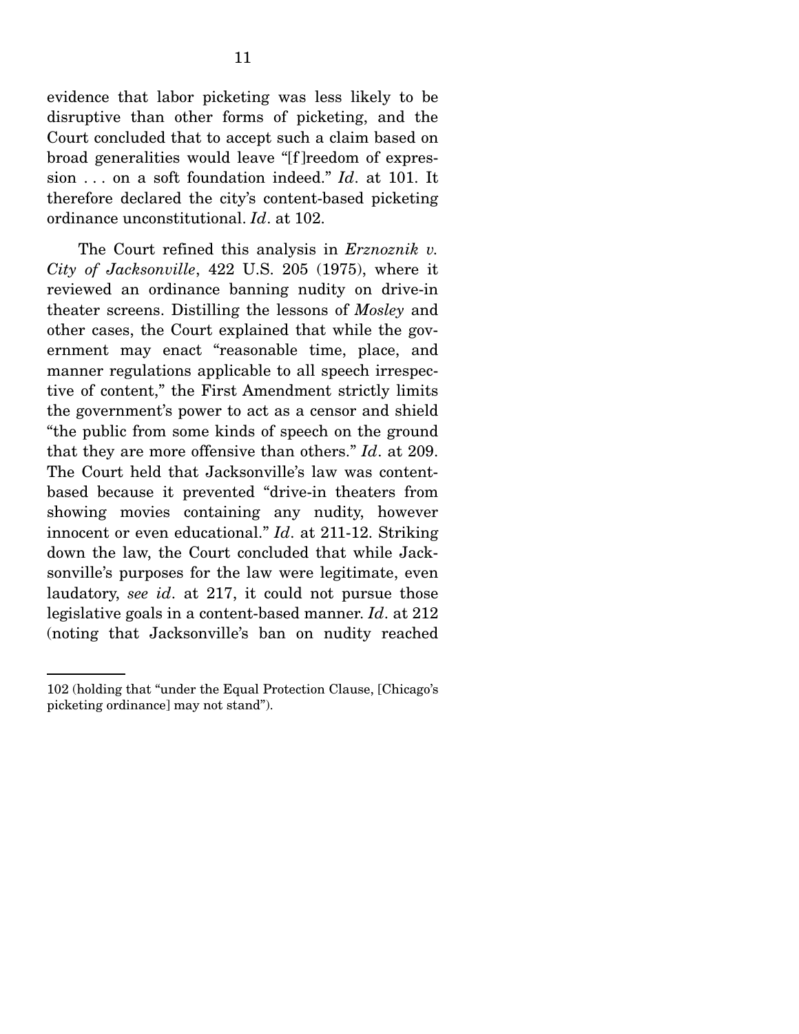evidence that labor picketing was less likely to be disruptive than other forms of picketing, and the Court concluded that to accept such a claim based on broad generalities would leave "[f]reedom of expression . . . on a soft foundation indeed." *Id*. at 101. It therefore declared the city's content-based picketing ordinance unconstitutional. *Id*. at 102.

The Court refined this analysis in *Erznoznik v. City of Jacksonville*, 422 U.S. 205 (1975), where it reviewed an ordinance banning nudity on drive-in theater screens. Distilling the lessons of *Mosley* and other cases, the Court explained that while the government may enact "reasonable time, place, and manner regulations applicable to all speech irrespective of content," the First Amendment strictly limits the government's power to act as a censor and shield "the public from some kinds of speech on the ground that they are more offensive than others." *Id*. at 209. The Court held that Jacksonville's law was content-based because it prevented "drive-in theaters from showing movies containing any nudity, however innocent or even educational." *Id*. at 211-12. Striking down the law, the Court concluded that while Jacksonville's purposes for the law were legitimate, even laudatory, *see id*. at 217, it could not pursue those legislative goals in a content-based manner. *Id*. at 212 (noting that Jacksonville's ban on nudity reached

---

102 (holding that "under the Equal Protection Clause, [Chicago's picketing ordinance] may not stand").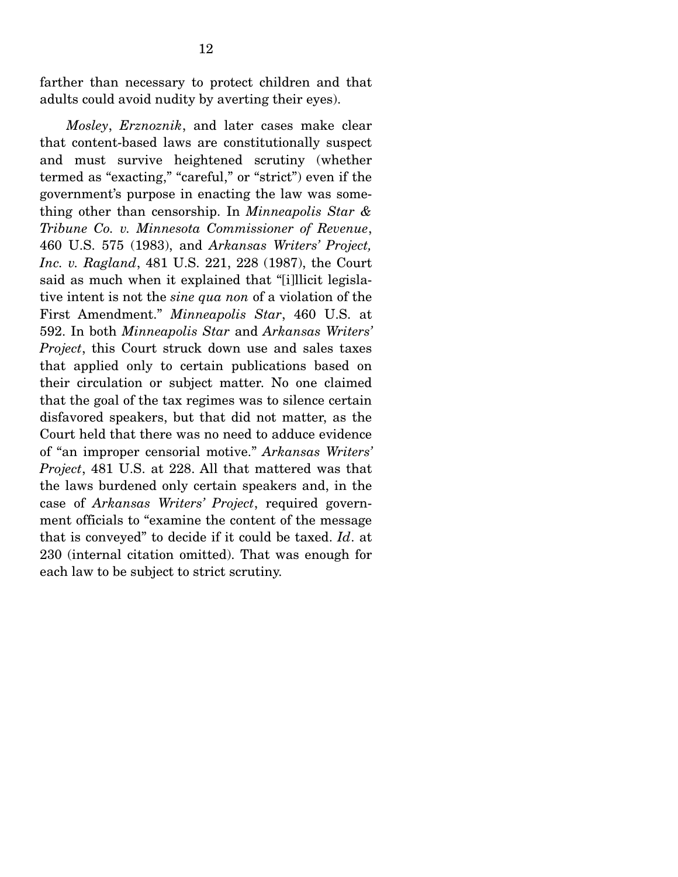farther than necessary to protect children and that adults could avoid nudity by averting their eyes).

*Mosley*, *Erznoznik*, and later cases make clear that content-based laws are constitutionally suspect and must survive heightened scrutiny (whether termed as "exacting," "careful," or "strict") even if the government's purpose in enacting the law was something other than censorship. In *Minneapolis Star & Tribune Co. v. Minnesota Commissioner of Revenue*, 460 U.S. 575 (1983), and *Arkansas Writers' Project, Inc. v. Ragland*, 481 U.S. 221, 228 (1987), the Court said as much when it explained that "[i]llicit legislative intent is not the *sine qua non* of a violation of the First Amendment." *Minneapolis Star*, 460 U.S. at 592. In both *Minneapolis Star* and *Arkansas Writers' Project*, this Court struck down use and sales taxes that applied only to certain publications based on their circulation or subject matter. No one claimed that the goal of the tax regimes was to silence certain disfavored speakers, but that did not matter, as the Court held that there was no need to adduce evidence of "an improper censorial motive." *Arkansas Writers' Project*, 481 U.S. at 228. All that mattered was that the laws burdened only certain speakers and, in the case of *Arkansas Writers' Project*, required government officials to "examine the content of the message that is conveyed" to decide if it could be taxed. *Id*. at 230 (internal citation omitted). That was enough for each law to be subject to strict scrutiny.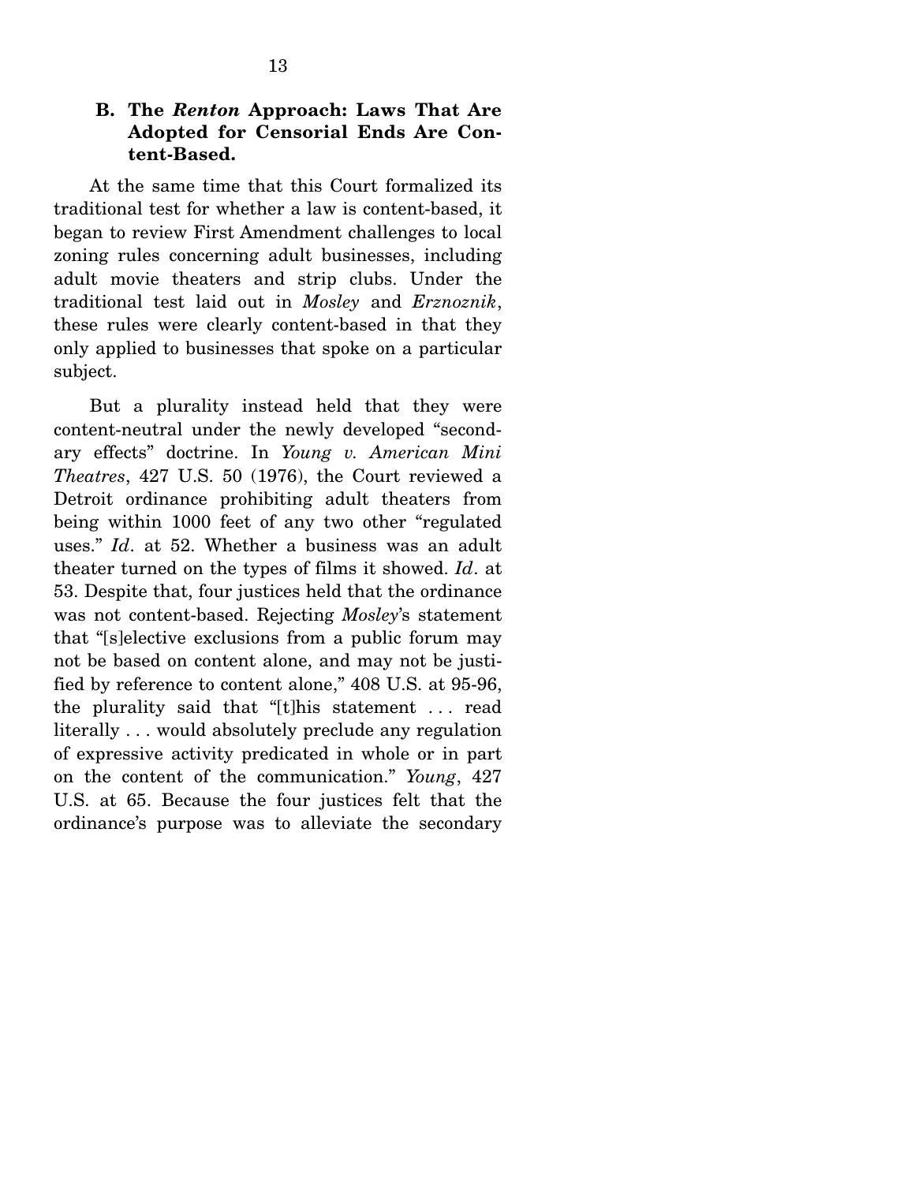### B. The *Renton* Approach: Laws That Are Adopted for Censorial Ends Are Content-Based.

At the same time that this Court formalized its traditional test for whether a law is content-based, it began to review First Amendment challenges to local zoning rules concerning adult businesses, including adult movie theaters and strip clubs. Under the traditional test laid out in *Mosley* and *Erznoznik*, these rules were clearly content-based in that they only applied to businesses that spoke on a particular subject.

But a plurality instead held that they were content-neutral under the newly developed "secondary effects" doctrine. In *Young v. American Mini Theatres*, 427 U.S. 50 (1976), the Court reviewed a Detroit ordinance prohibiting adult theaters from being within 1000 feet of any two other "regulated uses." *Id*. at 52. Whether a business was an adult theater turned on the types of films it showed. *Id*. at 53. Despite that, four justices held that the ordinance was not content-based. Rejecting *Mosley*'s statement that "[s]elective exclusions from a public forum may not be based on content alone, and may not be justified by reference to content alone," 408 U.S. at 95-96, the plurality said that "[t]his statement . . . read literally . . . would absolutely preclude any regulation of expressive activity predicated in whole or in part on the content of the communication." *Young*, 427 U.S. at 65. Because the four justices felt that the ordinance's purpose was to alleviate the secondary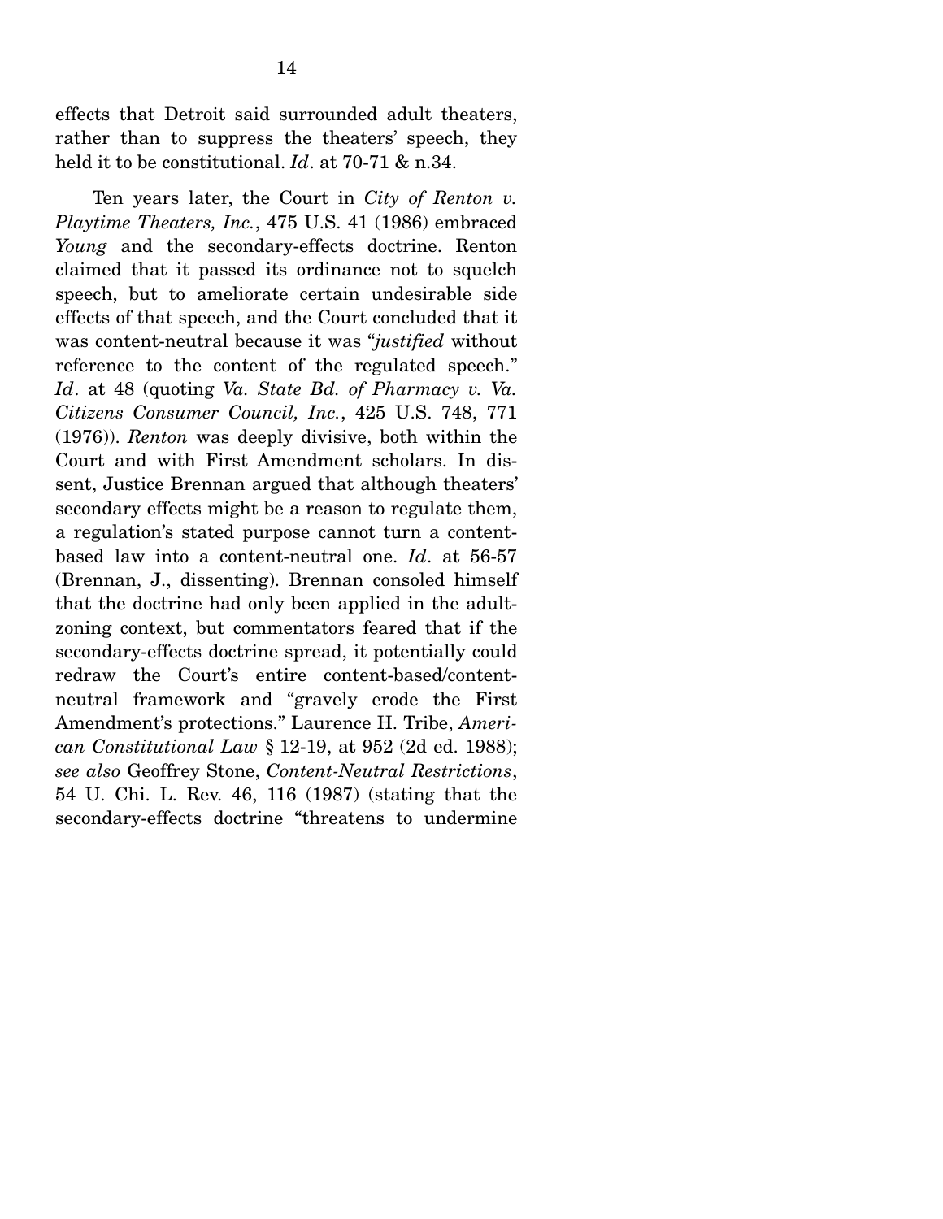effects that Detroit said surrounded adult theaters, rather than to suppress the theaters' speech, they held it to be constitutional. *Id*. at 70-71 & n.34.

Ten years later, the Court in *City of Renton v. Playtime Theaters, Inc.*, 475 U.S. 41 (1986) embraced *Young* and the secondary-effects doctrine. Renton claimed that it passed its ordinance not to squelch speech, but to ameliorate certain undesirable side effects of that speech, and the Court concluded that it was content-neutral because it was "*justified* without reference to the content of the regulated speech." *Id*. at 48 (quoting *Va. State Bd. of Pharmacy v. Va. Citizens Consumer Council, Inc.*, 425 U.S. 748, 771 (1976)). *Renton* was deeply divisive, both within the Court and with First Amendment scholars. In dissent, Justice Brennan argued that although theaters' secondary effects might be a reason to regulate them, a regulation's stated purpose cannot turn a content-based law into a content-neutral one. *Id*. at 56-57 (Brennan, J., dissenting). Brennan consoled himself that the doctrine had only been applied in the adult-zoning context, but commentators feared that if the secondary-effects doctrine spread, it potentially could redraw the Court's entire content-based/content-neutral framework and "gravely erode the First Amendment's protections." Laurence H. Tribe, *American Constitutional Law* § 12-19, at 952 (2d ed. 1988); *see also* Geoffrey Stone, *Content-Neutral Restrictions*, 54 U. Chi. L. Rev. 46, 116 (1987) (stating that the secondary-effects doctrine "threatens to undermine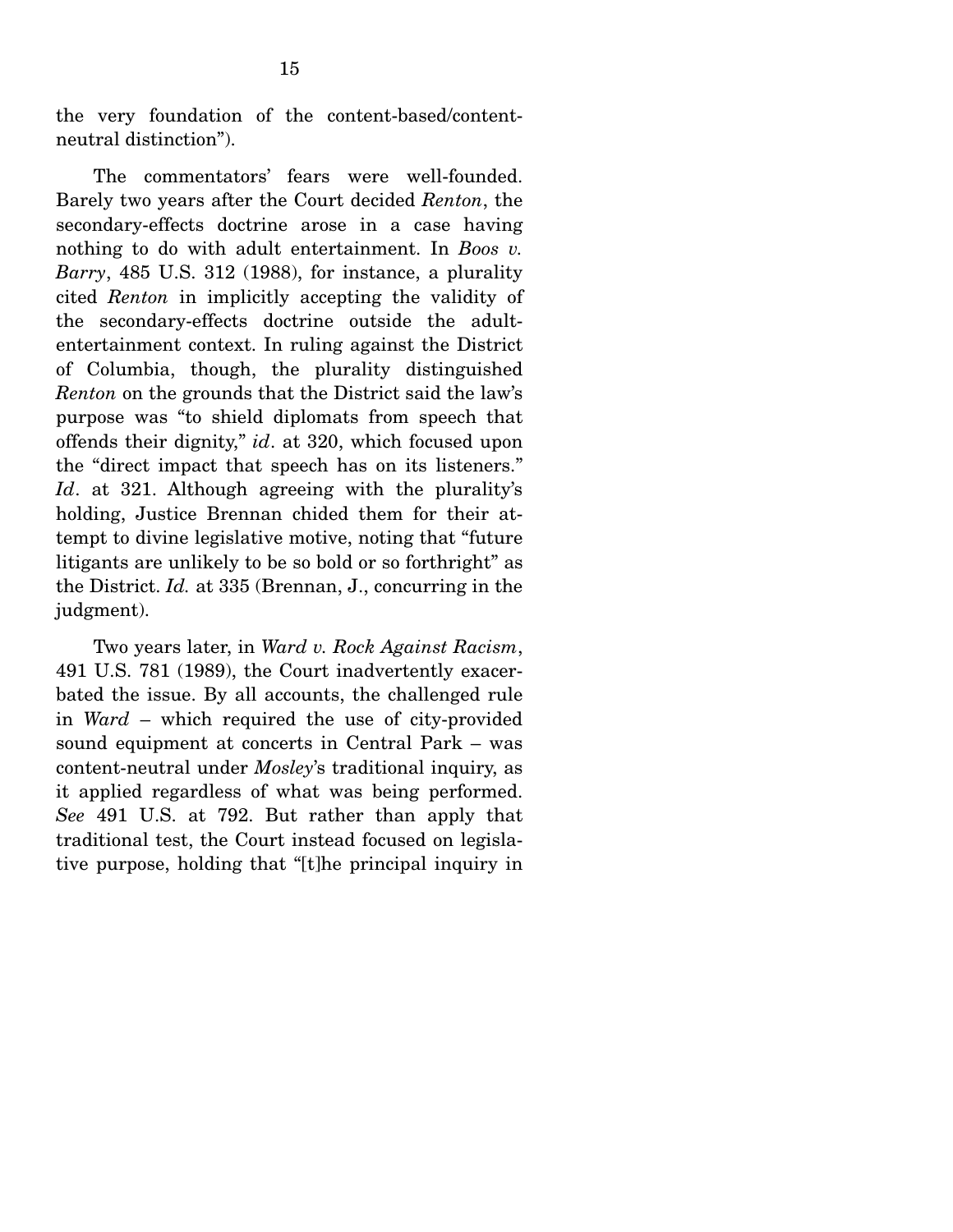the very foundation of the content-based/content-neutral distinction").

The commentators' fears were well-founded. Barely two years after the Court decided *Renton*, the secondary-effects doctrine arose in a case having nothing to do with adult entertainment. In *Boos v. Barry*, 485 U.S. 312 (1988), for instance, a plurality cited *Renton* in implicitly accepting the validity of the secondary-effects doctrine outside the adult-entertainment context. In ruling against the District of Columbia, though, the plurality distinguished *Renton* on the grounds that the District said the law's purpose was "to shield diplomats from speech that offends their dignity," *id*. at 320, which focused upon the "direct impact that speech has on its listeners." *Id*. at 321. Although agreeing with the plurality's holding, Justice Brennan chided them for their attempt to divine legislative motive, noting that "future litigants are unlikely to be so bold or so forthright" as the District. *Id.* at 335 (Brennan, J., concurring in the judgment).

Two years later, in *Ward v. Rock Against Racism*, 491 U.S. 781 (1989), the Court inadvertently exacerbated the issue. By all accounts, the challenged rule in *Ward* – which required the use of city-provided sound equipment at concerts in Central Park – was content-neutral under *Mosley*'s traditional inquiry, as it applied regardless of what was being performed. *See* 491 U.S. at 792. But rather than apply that traditional test, the Court instead focused on legislative purpose, holding that "[t]he principal inquiry in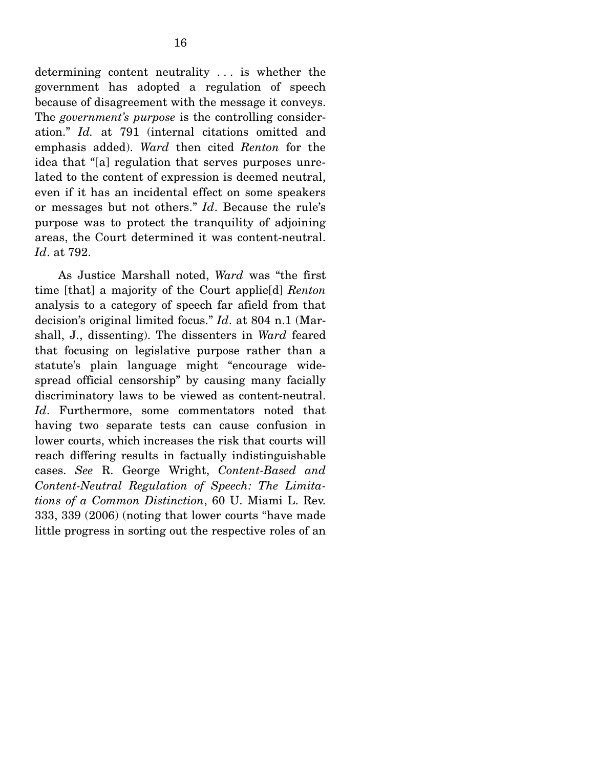determining content neutrality . . . is whether the government has adopted a regulation of speech because of disagreement with the message it conveys. The *government's purpose* is the controlling consideration." *Id.* at 791 (internal citations omitted and emphasis added). *Ward* then cited *Renton* for the idea that "[a] regulation that serves purposes unrelated to the content of expression is deemed neutral, even if it has an incidental effect on some speakers or messages but not others." *Id*. Because the rule's purpose was to protect the tranquility of adjoining areas, the Court determined it was content-neutral. *Id*. at 792.

As Justice Marshall noted, *Ward* was "the first time [that] a majority of the Court applie[d] *Renton* analysis to a category of speech far afield from that decision's original limited focus." *Id*. at 804 n.1 (Marshall, J., dissenting). The dissenters in *Ward* feared that focusing on legislative purpose rather than a statute's plain language might "encourage widespread official censorship" by causing many facially discriminatory laws to be viewed as content-neutral. *Id*. Furthermore, some commentators noted that having two separate tests can cause confusion in lower courts, which increases the risk that courts will reach differing results in factually indistinguishable cases. *See* R. George Wright, *Content-Based and Content-Neutral Regulation of Speech: The Limitations of a Common Distinction*, 60 U. Miami L. Rev. 333, 339 (2006) (noting that lower courts "have made little progress in sorting out the respective roles of an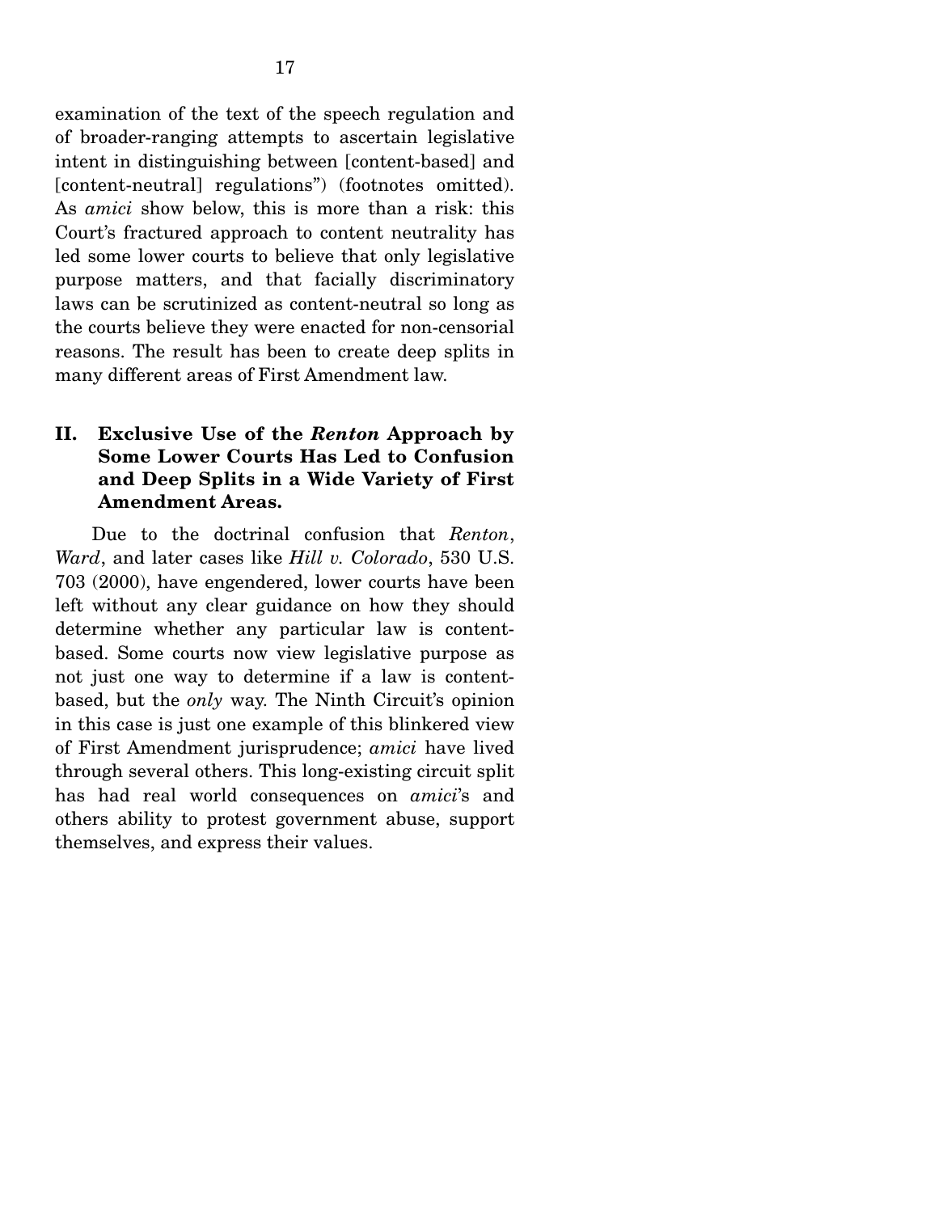examination of the text of the speech regulation and of broader-ranging attempts to ascertain legislative intent in distinguishing between [content-based] and [content-neutral] regulations") (footnotes omitted). As *amici* show below, this is more than a risk: this Court's fractured approach to content neutrality has led some lower courts to believe that only legislative purpose matters, and that facially discriminatory laws can be scrutinized as content-neutral so long as the courts believe they were enacted for non-censorial reasons. The result has been to create deep splits in many different areas of First Amendment law.

## II. Exclusive Use of the *Renton* Approach by Some Lower Courts Has Led to Confusion and Deep Splits in a Wide Variety of First Amendment Areas.

Due to the doctrinal confusion that *Renton*, *Ward*, and later cases like *Hill v. Colorado*, 530 U.S. 703 (2000), have engendered, lower courts have been left without any clear guidance on how they should determine whether any particular law is content-based. Some courts now view legislative purpose as not just one way to determine if a law is content-based, but the *only* way. The Ninth Circuit's opinion in this case is just one example of this blinkered view of First Amendment jurisprudence; *amici* have lived through several others. This long-existing circuit split has had real world consequences on *amici*'s and others ability to protest government abuse, support themselves, and express their values.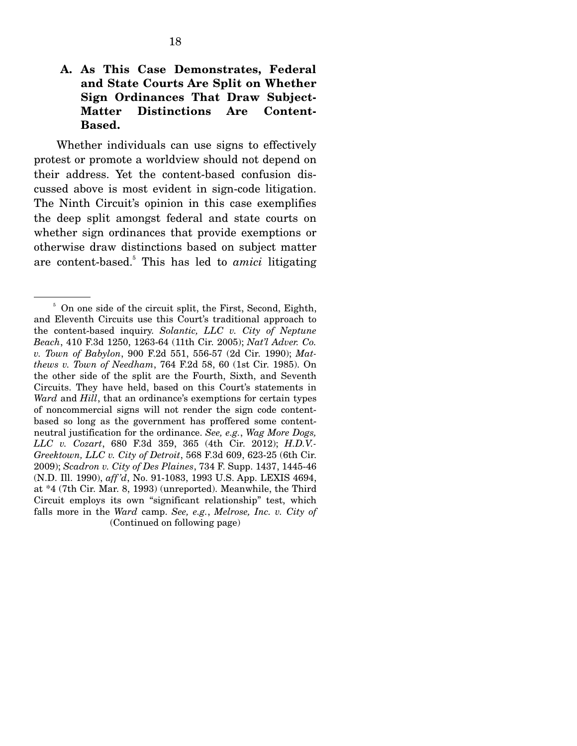### A. As This Case Demonstrates, Federal and State Courts Are Split on Whether Sign Ordinances That Draw Subject-Matter Distinctions Are Content-Based.

Whether individuals can use signs to effectively protest or promote a worldview should not depend on their address. Yet the content-based confusion discussed above is most evident in sign-code litigation. The Ninth Circuit's opinion in this case exemplifies the deep split amongst federal and state courts on whether sign ordinances that provide exemptions or otherwise draw distinctions based on subject matter are content-based.[5] This has led to *amici* litigating

---

[5] On one side of the circuit split, the First, Second, Eighth, and Eleventh Circuits use this Court's traditional approach to the content-based inquiry. *Solantic, LLC v. City of Neptune Beach*, 410 F.3d 1250, 1263-64 (11th Cir. 2005); *Nat'l Adver. Co. v. Town of Babylon*, 900 F.2d 551, 556-57 (2d Cir. 1990); *Matthews v. Town of Needham*, 764 F.2d 58, 60 (1st Cir. 1985). On the other side of the split are the Fourth, Sixth, and Seventh Circuits. They have held, based on this Court's statements in *Ward* and *Hill*, that an ordinance's exemptions for certain types of noncommercial signs will not render the sign code content-based so long as the government has proffered some content-neutral justification for the ordinance. *See, e.g.*, *Wag More Dogs, LLC v. Cozart*, 680 F.3d 359, 365 (4th Cir. 2012); *H.D.V.-Greektown, LLC v. City of Detroit*, 568 F.3d 609, 623-25 (6th Cir. 2009); *Scadron v. City of Des Plaines*, 734 F. Supp. 1437, 1445-46 (N.D. Ill. 1990), *aff'd*, No. 91-1083, 1993 U.S. App. LEXIS 4694, at *4 (7th Cir. Mar. 8, 1993) (unreported). Meanwhile, the Third Circuit employs its own "significant relationship" test, which falls more in the *Ward* camp. *See, e.g.*, *Melrose, Inc. v. City of*

(Continued on following page)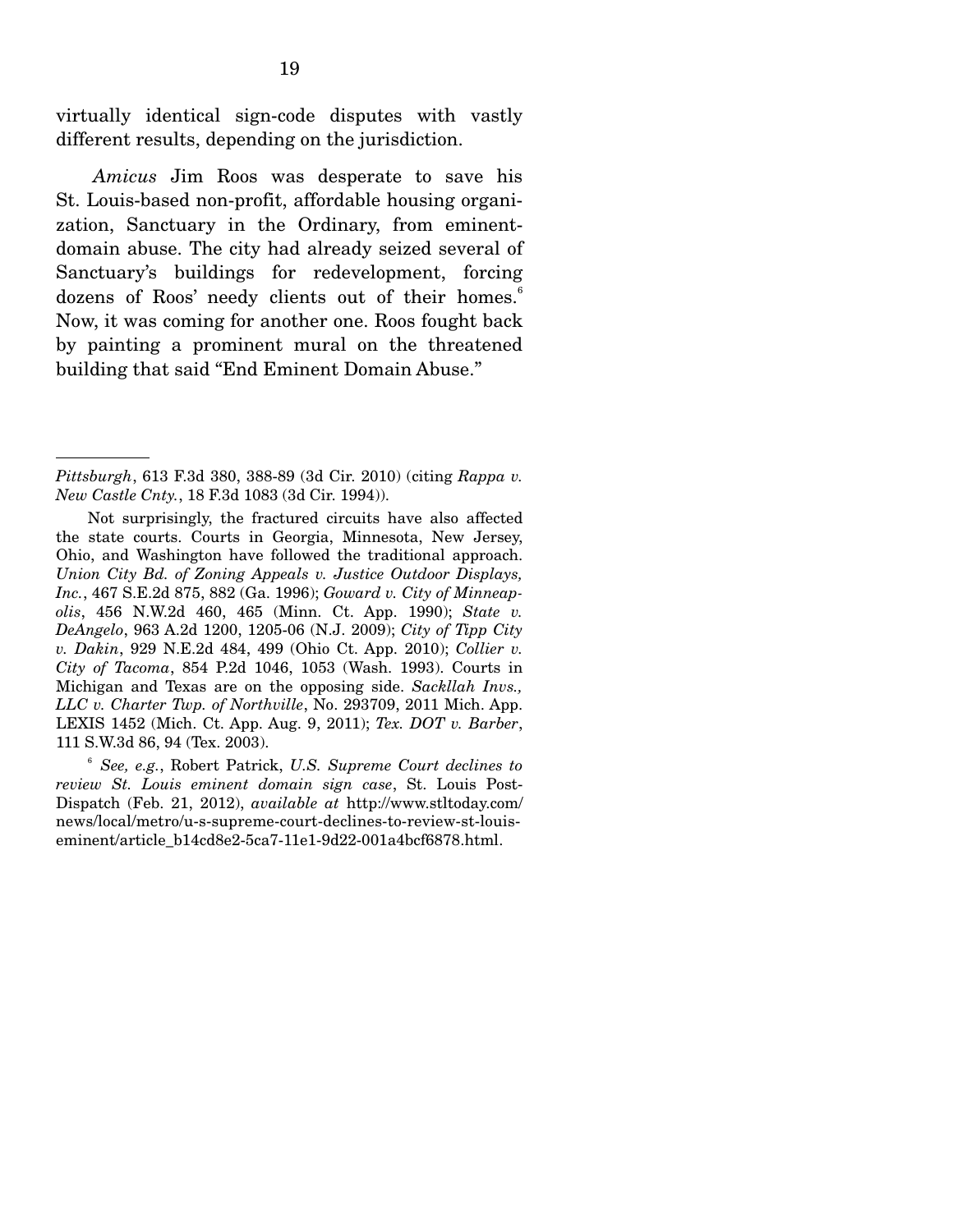virtually identical sign-code disputes with vastly different results, depending on the jurisdiction.

*Amicus* Jim Roos was desperate to save his St. Louis-based non-profit, affordable housing organization, Sanctuary in the Ordinary, from eminent-domain abuse. The city had already seized several of Sanctuary's buildings for redevelopment, forcing dozens of Roos' needy clients out of their homes.[6] Now, it was coming for another one. Roos fought back by painting a prominent mural on the threatened building that said "End Eminent Domain Abuse."

---

*Pittsburgh*, 613 F.3d 380, 388-89 (3d Cir. 2010) (citing *Rappa v. New Castle Cnty.*, 18 F.3d 1083 (3d Cir. 1994)).

Not surprisingly, the fractured circuits have also affected the state courts. Courts in Georgia, Minnesota, New Jersey, Ohio, and Washington have followed the traditional approach. *Union City Bd. of Zoning Appeals v. Justice Outdoor Displays, Inc.*, 467 S.E.2d 875, 882 (Ga. 1996); *Goward v. City of Minneapolis*, 456 N.W.2d 460, 465 (Minn. Ct. App. 1990); *State v. DeAngelo*, 963 A.2d 1200, 1205-06 (N.J. 2009); *City of Tipp City v. Dakin*, 929 N.E.2d 484, 499 (Ohio Ct. App. 2010); *Collier v. City of Tacoma*, 854 P.2d 1046, 1053 (Wash. 1993). Courts in Michigan and Texas are on the opposing side. *Sackllah Invs., LLC v. Charter Twp. of Northville*, No. 293709, 2011 Mich. App. LEXIS 1452 (Mich. Ct. App. Aug. 9, 2011); *Tex. DOT v. Barber*, 111 S.W.3d 86, 94 (Tex. 2003).

[6] *See, e.g.*, Robert Patrick, *U.S. Supreme Court declines to review St. Louis eminent domain sign case*, St. Louis Post-Dispatch (Feb. 21, 2012), *available at* http://www.stltoday.com/news/local/metro/u-s-supreme-court-declines-to-review-st-louis-eminent/article_b14cd8e2-5ca7-11e1-9d22-001a4bcf6878.html.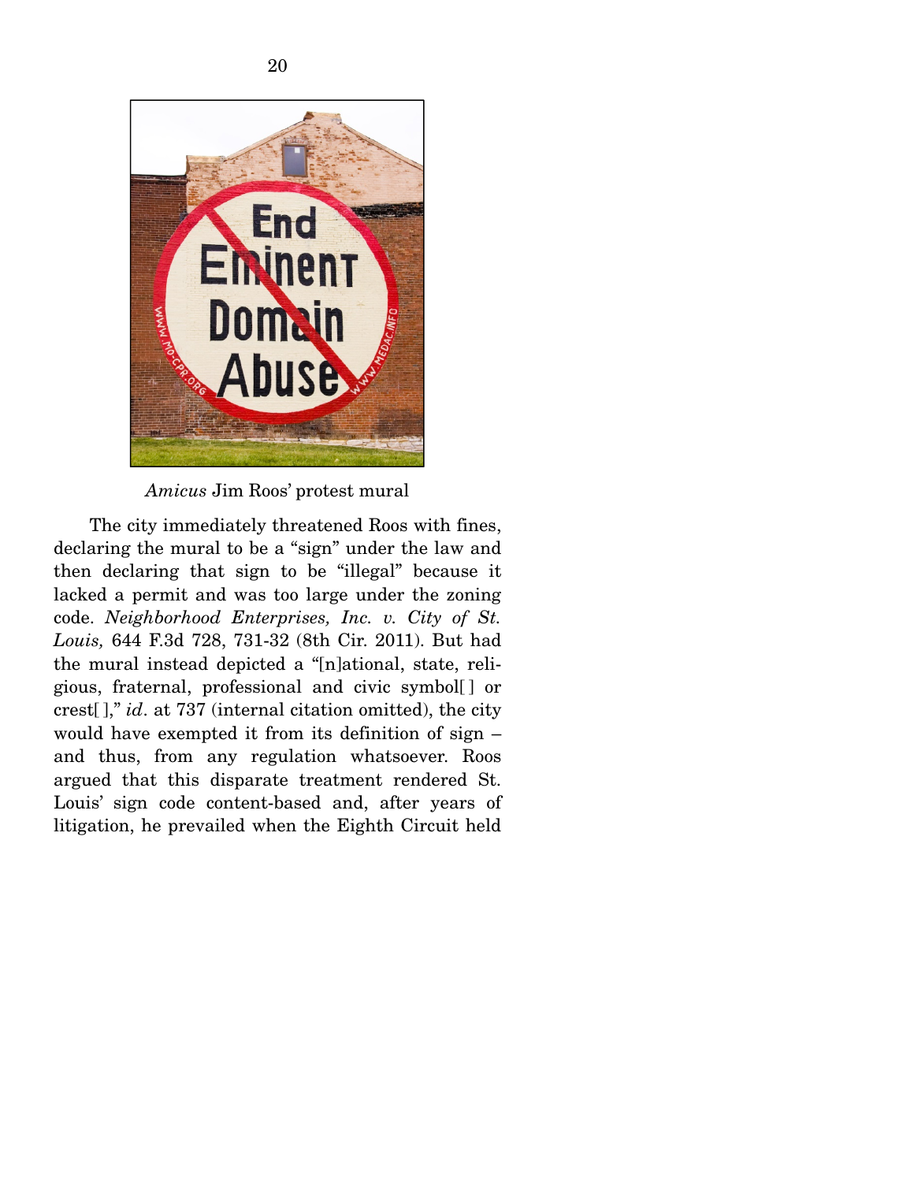*Amicus* Jim Roos' protest mural

The city immediately threatened Roos with fines, declaring the mural to be a "sign" under the law and then declaring that sign to be "illegal" because it lacked a permit and was too large under the zoning code. *Neighborhood Enterprises, Inc. v. City of St. Louis,* 644 F.3d 728, 731-32 (8th Cir. 2011). But had the mural instead depicted a "[n]ational, state, religious, fraternal, professional and civic symbol[ ] or crest[ ]," *id*. at 737 (internal citation omitted), the city would have exempted it from its definition of sign – and thus, from any regulation whatsoever. Roos argued that this disparate treatment rendered St. Louis' sign code content-based and, after years of litigation, he prevailed when the Eighth Circuit held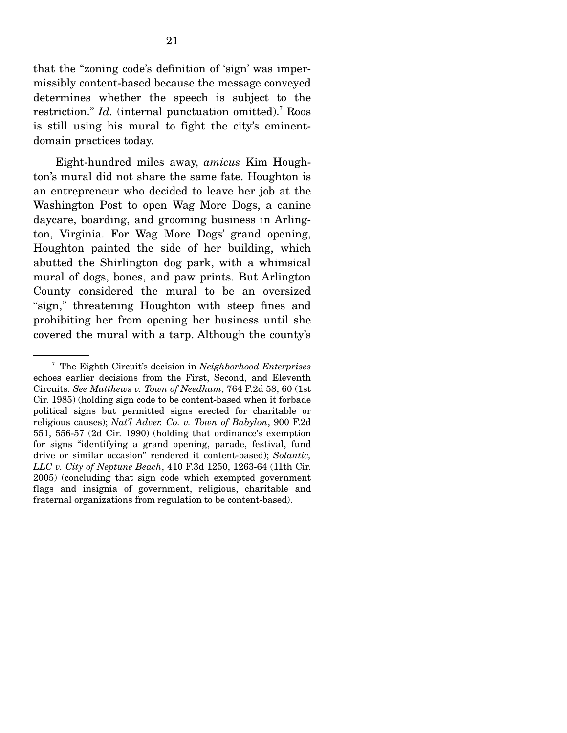that the "zoning code's definition of 'sign' was impermissibly content-based because the message conveyed determines whether the speech is subject to the restriction." *Id.* (internal punctuation omitted).[7] Roos is still using his mural to fight the city's eminent-domain practices today.

Eight-hundred miles away, *amicus* Kim Houghton's mural did not share the same fate. Houghton is an entrepreneur who decided to leave her job at the Washington Post to open Wag More Dogs, a canine daycare, boarding, and grooming business in Arlington, Virginia. For Wag More Dogs' grand opening, Houghton painted the side of her building, which abutted the Shirlington dog park, with a whimsical mural of dogs, bones, and paw prints. But Arlington County considered the mural to be an oversized "sign," threatening Houghton with steep fines and prohibiting her from opening her business until she covered the mural with a tarp. Although the county's

---

[7] The Eighth Circuit's decision in *Neighborhood Enterprises* echoes earlier decisions from the First, Second, and Eleventh Circuits. *See Matthews v. Town of Needham*, 764 F.2d 58, 60 (1st Cir. 1985) (holding sign code to be content-based when it forbade political signs but permitted signs erected for charitable or religious causes); *Nat'l Adver. Co. v. Town of Babylon*, 900 F.2d 551, 556-57 (2d Cir. 1990) (holding that ordinance's exemption for signs "identifying a grand opening, parade, festival, fund drive or similar occasion" rendered it content-based); *Solantic, LLC v. City of Neptune Beach*, 410 F.3d 1250, 1263-64 (11th Cir. 2005) (concluding that sign code which exempted government flags and insignia of government, religious, charitable and fraternal organizations from regulation to be content-based).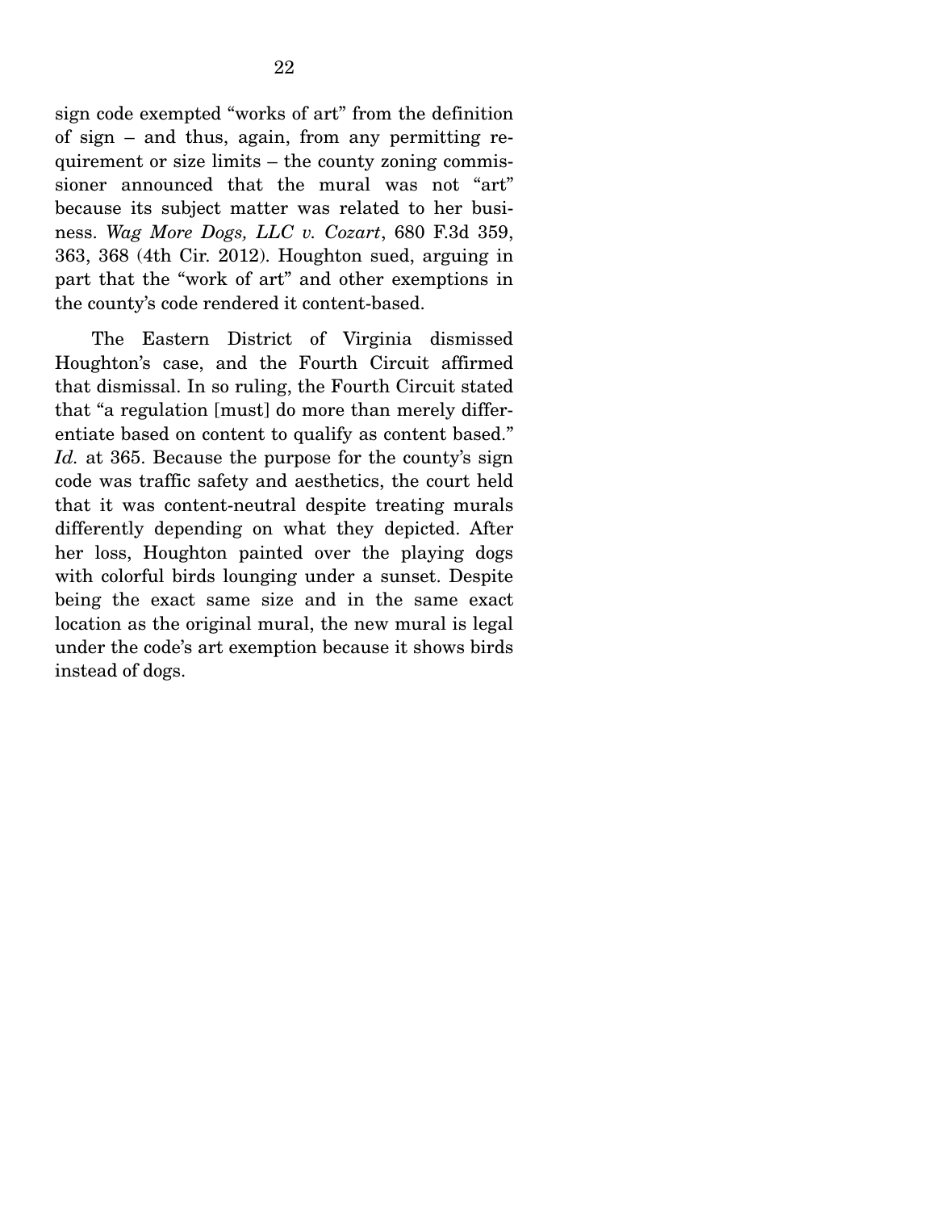sign code exempted "works of art" from the definition of sign – and thus, again, from any permitting requirement or size limits – the county zoning commissioner announced that the mural was not "art" because its subject matter was related to her business. *Wag More Dogs, LLC v. Cozart*, 680 F.3d 359, 363, 368 (4th Cir. 2012). Houghton sued, arguing in part that the "work of art" and other exemptions in the county's code rendered it content-based.

The Eastern District of Virginia dismissed Houghton's case, and the Fourth Circuit affirmed that dismissal. In so ruling, the Fourth Circuit stated that "a regulation [must] do more than merely differentiate based on content to qualify as content based." *Id.* at 365. Because the purpose for the county's sign code was traffic safety and aesthetics, the court held that it was content-neutral despite treating murals differently depending on what they depicted. After her loss, Houghton painted over the playing dogs with colorful birds lounging under a sunset. Despite being the exact same size and in the same exact location as the original mural, the new mural is legal under the code's art exemption because it shows birds instead of dogs.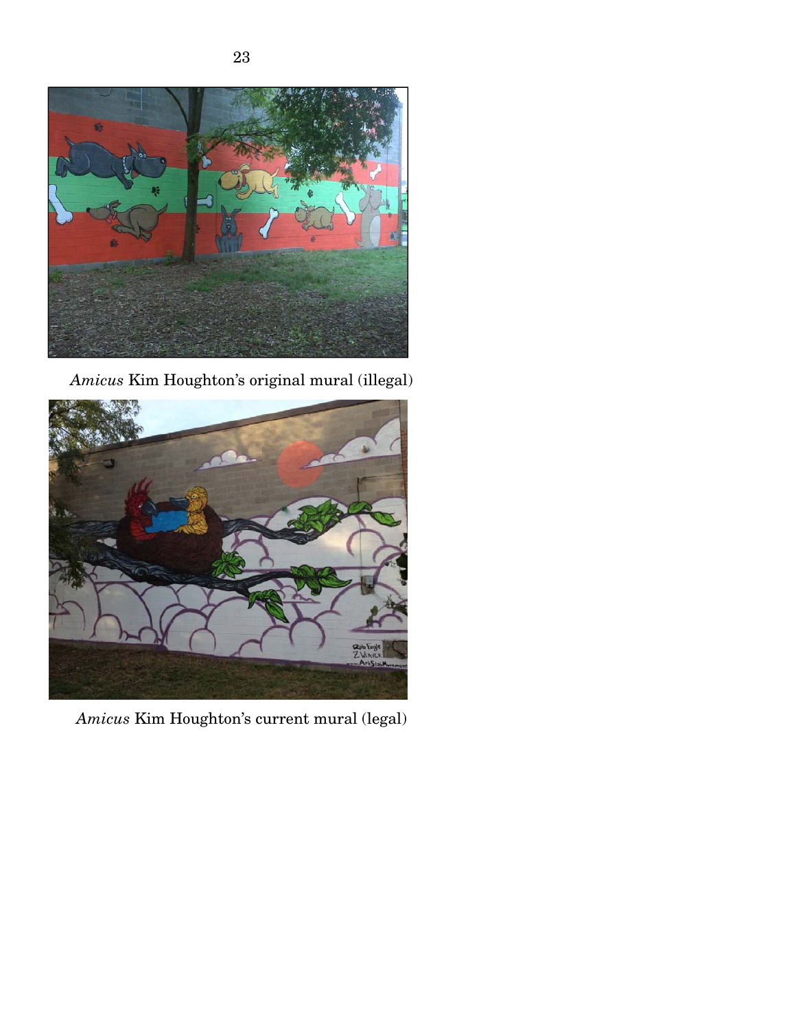*Amicus* Kim Houghton's original mural (illegal)

*Amicus* Kim Houghton's current mural (legal)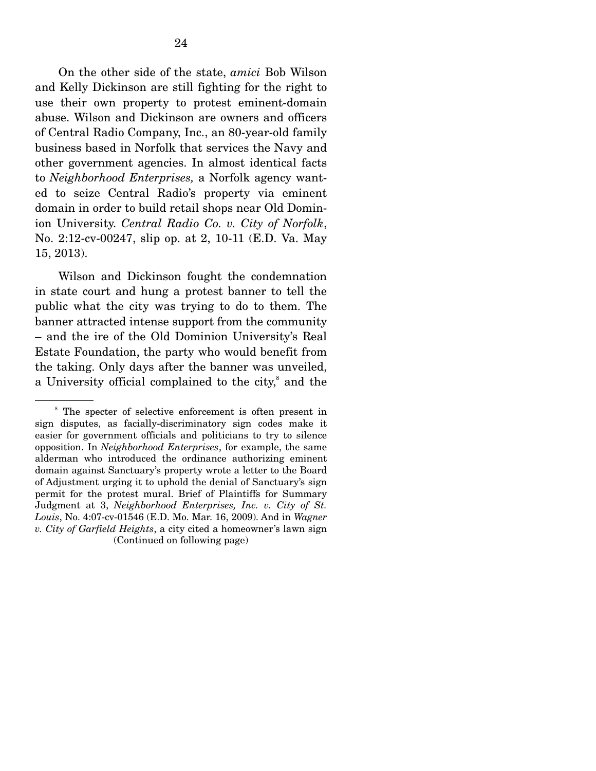On the other side of the state, *amici* Bob Wilson and Kelly Dickinson are still fighting for the right to use their own property to protest eminent-domain abuse. Wilson and Dickinson are owners and officers of Central Radio Company, Inc., an 80-year-old family business based in Norfolk that services the Navy and other government agencies. In almost identical facts to *Neighborhood Enterprises,* a Norfolk agency wanted to seize Central Radio's property via eminent domain in order to build retail shops near Old Dominion University. *Central Radio Co. v. City of Norfolk*, No. 2:12-cv-00247, slip op. at 2, 10-11 (E.D. Va. May 15, 2013).

Wilson and Dickinson fought the condemnation in state court and hung a protest banner to tell the public what the city was trying to do to them. The banner attracted intense support from the community – and the ire of the Old Dominion University's Real Estate Foundation, the party who would benefit from the taking. Only days after the banner was unveiled, a University official complained to the city,[8] and the

---

[8] The specter of selective enforcement is often present in sign disputes, as facially-discriminatory sign codes make it easier for government officials and politicians to try to silence opposition. In *Neighborhood Enterprises*, for example, the same alderman who introduced the ordinance authorizing eminent domain against Sanctuary's property wrote a letter to the Board of Adjustment urging it to uphold the denial of Sanctuary's sign permit for the protest mural. Brief of Plaintiffs for Summary Judgment at 3, *Neighborhood Enterprises, Inc. v. City of St. Louis*, No. 4:07-cv-01546 (E.D. Mo. Mar. 16, 2009). And in *Wagner v. City of Garfield Heights*, a city cited a homeowner's lawn sign

(Continued on following page)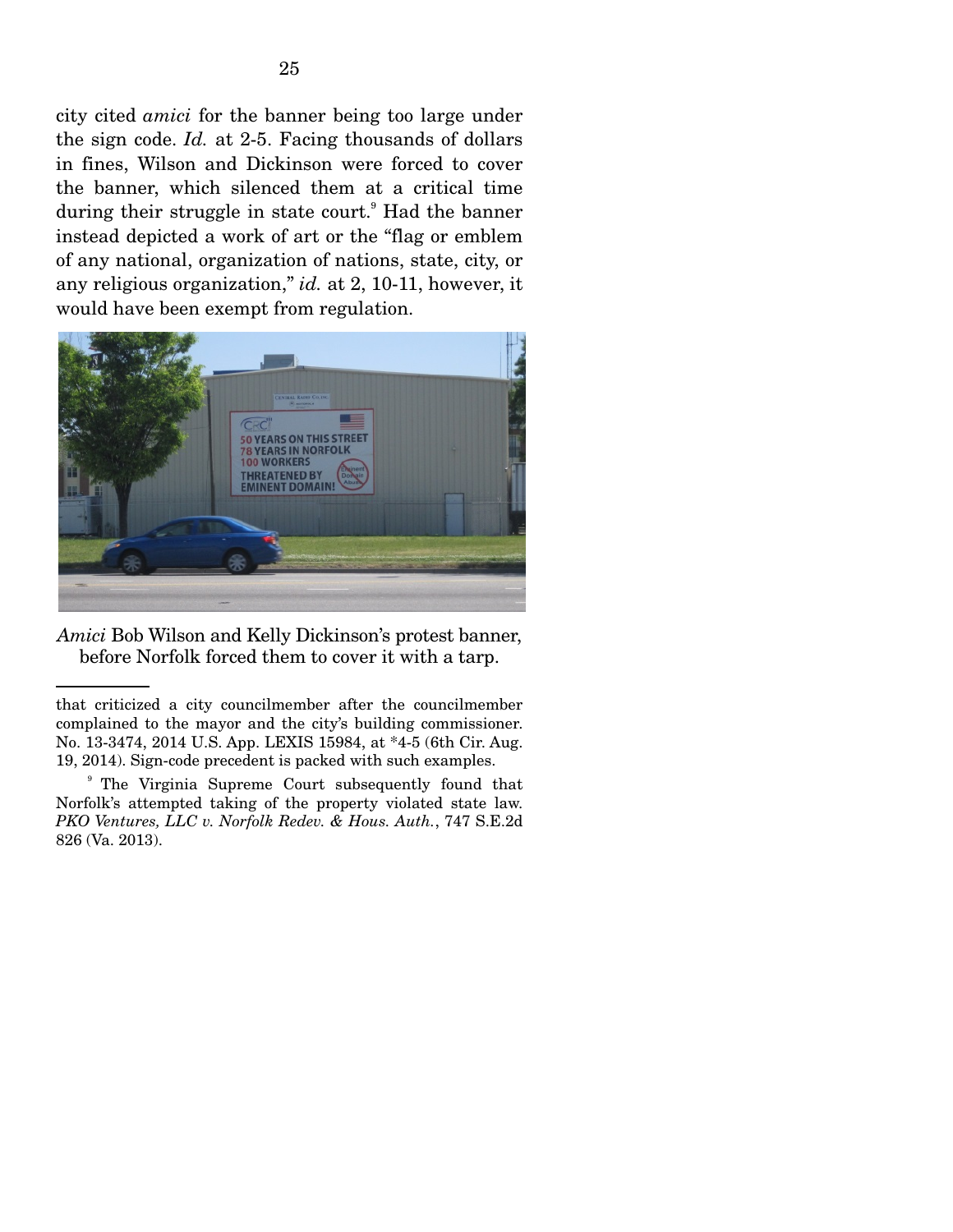city cited *amici* for the banner being too large under the sign code. *Id.* at 2-5. Facing thousands of dollars in fines, Wilson and Dickinson were forced to cover the banner, which silenced them at a critical time during their struggle in state court.[9] Had the banner instead depicted a work of art or the "flag or emblem of any national, organization of nations, state, city, or any religious organization," *id.* at 2, 10-11, however, it would have been exempt from regulation.

*Amici* Bob Wilson and Kelly Dickinson's protest banner, before Norfolk forced them to cover it with a tarp.

---

that criticized a city councilmember after the councilmember complained to the mayor and the city's building commissioner. No. 13-3474, 2014 U.S. App. LEXIS 15984, at *4-5 (6th Cir. Aug. 19, 2014). Sign-code precedent is packed with such examples.

[9] The Virginia Supreme Court subsequently found that Norfolk's attempted taking of the property violated state law. *PKO Ventures, LLC v. Norfolk Redev. & Hous. Auth.*, 747 S.E.2d 826 (Va. 2013).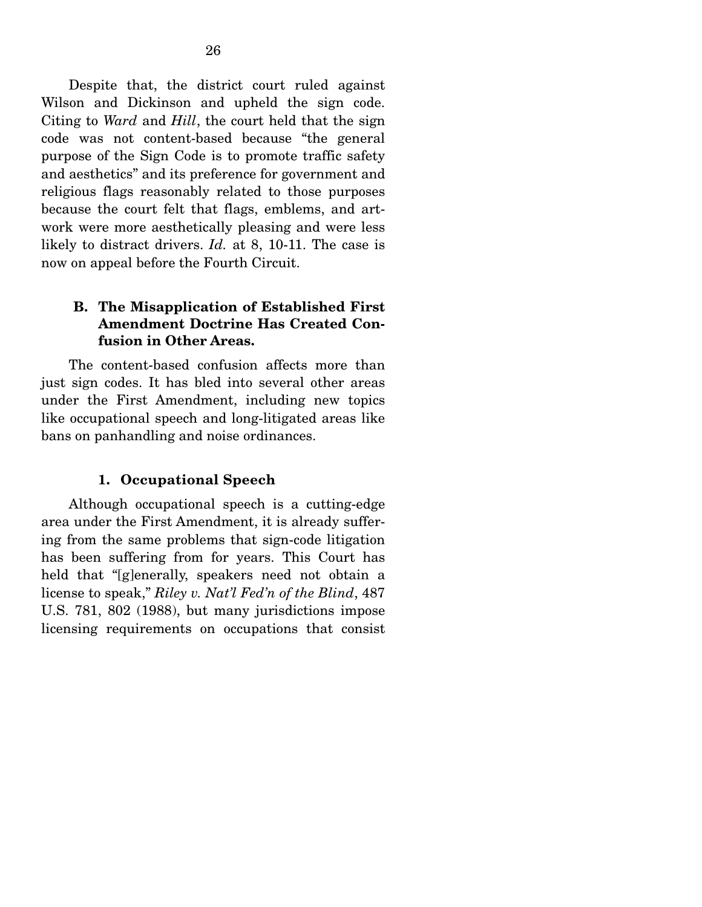Despite that, the district court ruled against Wilson and Dickinson and upheld the sign code. Citing to *Ward* and *Hill*, the court held that the sign code was not content-based because "the general purpose of the Sign Code is to promote traffic safety and aesthetics" and its preference for government and religious flags reasonably related to those purposes because the court felt that flags, emblems, and artwork were more aesthetically pleasing and were less likely to distract drivers. *Id.* at 8, 10-11. The case is now on appeal before the Fourth Circuit.

### B. The Misapplication of Established First Amendment Doctrine Has Created Confusion in Other Areas.

The content-based confusion affects more than just sign codes. It has bled into several other areas under the First Amendment, including new topics like occupational speech and long-litigated areas like bans on panhandling and noise ordinances.

#### 1. Occupational Speech

Although occupational speech is a cutting-edge area under the First Amendment, it is already suffering from the same problems that sign-code litigation has been suffering from for years. This Court has held that "[g]enerally, speakers need not obtain a license to speak," *Riley v. Nat'l Fed'n of the Blind*, 487 U.S. 781, 802 (1988), but many jurisdictions impose licensing requirements on occupations that consist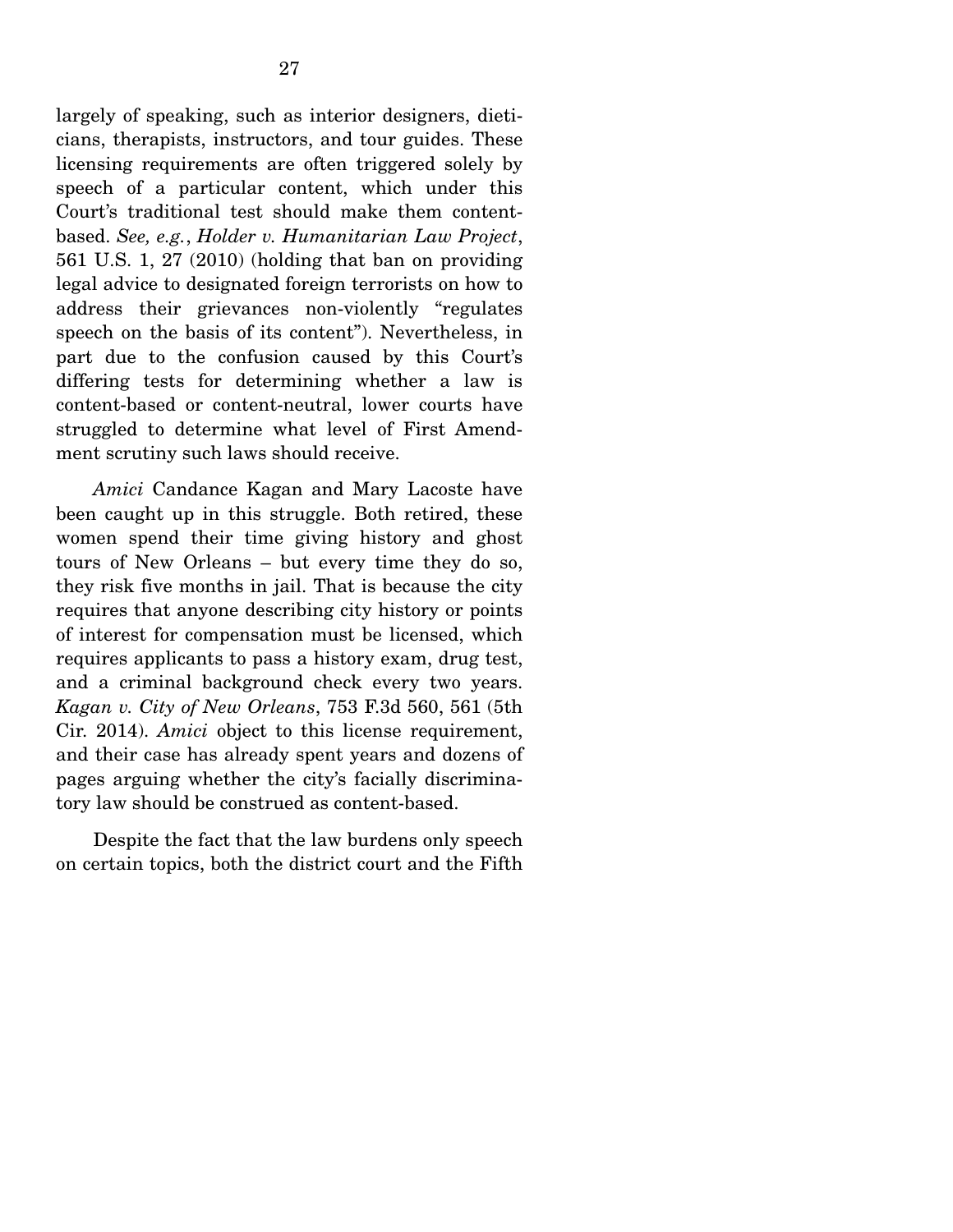largely of speaking, such as interior designers, dieticians, therapists, instructors, and tour guides. These licensing requirements are often triggered solely by speech of a particular content, which under this Court's traditional test should make them content-based. *See, e.g.*, *Holder v. Humanitarian Law Project*, 561 U.S. 1, 27 (2010) (holding that ban on providing legal advice to designated foreign terrorists on how to address their grievances non-violently "regulates speech on the basis of its content"). Nevertheless, in part due to the confusion caused by this Court's differing tests for determining whether a law is content-based or content-neutral, lower courts have struggled to determine what level of First Amendment scrutiny such laws should receive.

*Amici* Candance Kagan and Mary Lacoste have been caught up in this struggle. Both retired, these women spend their time giving history and ghost tours of New Orleans – but every time they do so, they risk five months in jail. That is because the city requires that anyone describing city history or points of interest for compensation must be licensed, which requires applicants to pass a history exam, drug test, and a criminal background check every two years. *Kagan v. City of New Orleans*, 753 F.3d 560, 561 (5th Cir. 2014). *Amici* object to this license requirement, and their case has already spent years and dozens of pages arguing whether the city's facially discriminatory law should be construed as content-based.

Despite the fact that the law burdens only speech on certain topics, both the district court and the Fifth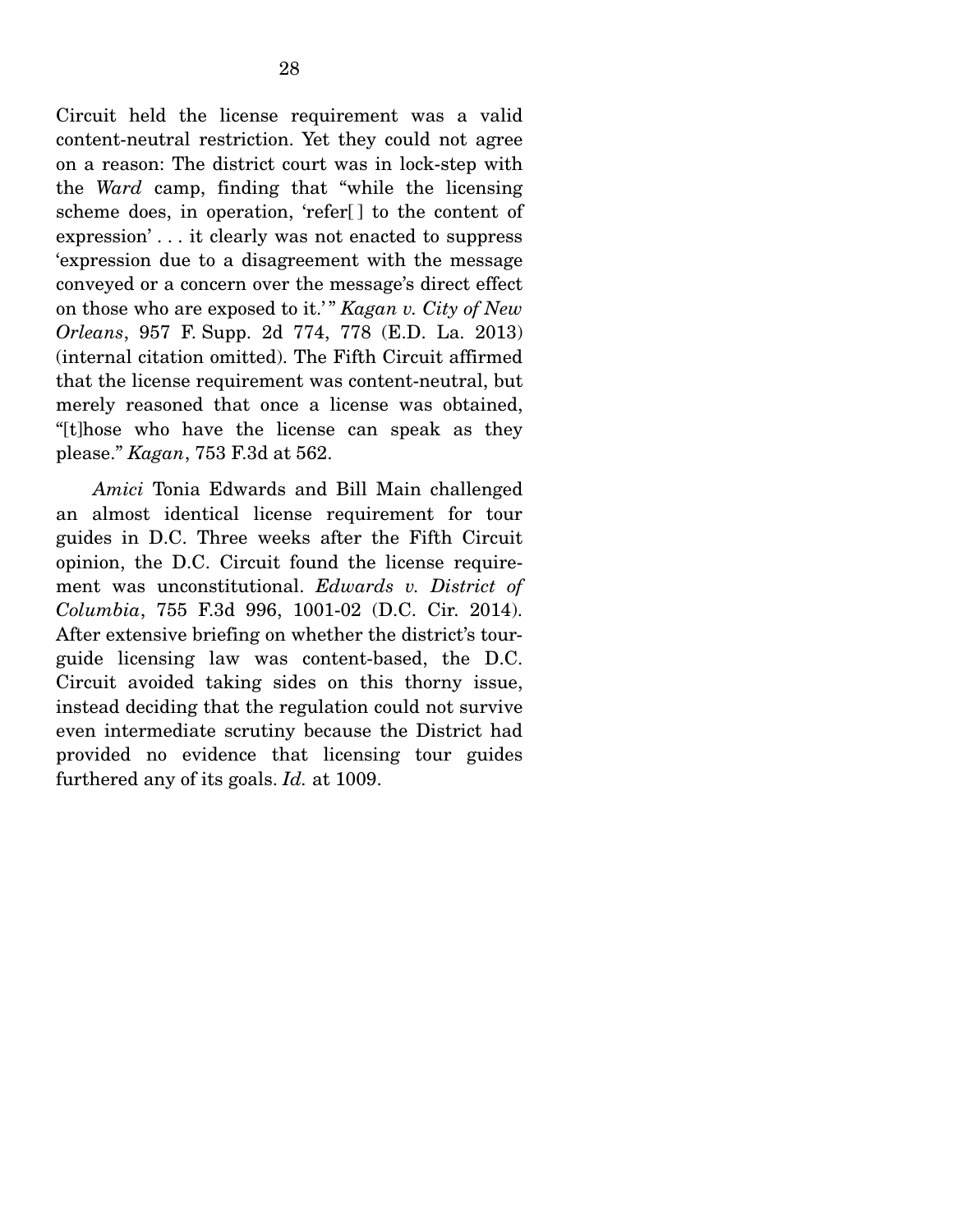Circuit held the license requirement was a valid content-neutral restriction. Yet they could not agree on a reason: The district court was in lock-step with the *Ward* camp, finding that "while the licensing scheme does, in operation, 'refer[ ] to the content of expression' . . . it clearly was not enacted to suppress 'expression due to a disagreement with the message conveyed or a concern over the message's direct effect on those who are exposed to it.'" *Kagan v. City of New Orleans*, 957 F. Supp. 2d 774, 778 (E.D. La. 2013) (internal citation omitted). The Fifth Circuit affirmed that the license requirement was content-neutral, but merely reasoned that once a license was obtained, "[t]hose who have the license can speak as they please." *Kagan*, 753 F.3d at 562.

*Amici* Tonia Edwards and Bill Main challenged an almost identical license requirement for tour guides in D.C. Three weeks after the Fifth Circuit opinion, the D.C. Circuit found the license requirement was unconstitutional. *Edwards v. District of Columbia*, 755 F.3d 996, 1001-02 (D.C. Cir. 2014). After extensive briefing on whether the district's tour-guide licensing law was content-based, the D.C. Circuit avoided taking sides on this thorny issue, instead deciding that the regulation could not survive even intermediate scrutiny because the District had provided no evidence that licensing tour guides furthered any of its goals. *Id.* at 1009.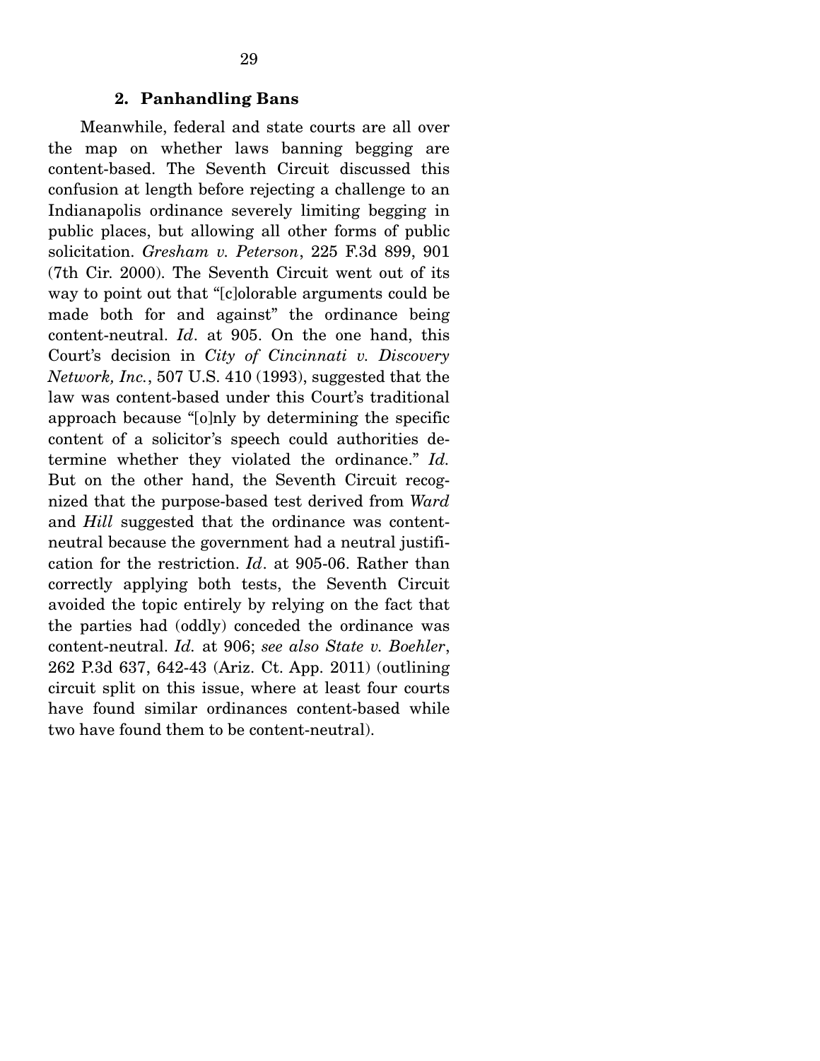### 2. Panhandling Bans

Meanwhile, federal and state courts are all over the map on whether laws banning begging are content-based. The Seventh Circuit discussed this confusion at length before rejecting a challenge to an Indianapolis ordinance severely limiting begging in public places, but allowing all other forms of public solicitation. *Gresham v. Peterson*, 225 F.3d 899, 901 (7th Cir. 2000). The Seventh Circuit went out of its way to point out that "[c]olorable arguments could be made both for and against" the ordinance being content-neutral. *Id*. at 905. On the one hand, this Court's decision in *City of Cincinnati v. Discovery Network, Inc.*, 507 U.S. 410 (1993), suggested that the law was content-based under this Court's traditional approach because "[o]nly by determining the specific content of a solicitor's speech could authorities determine whether they violated the ordinance." *Id.* But on the other hand, the Seventh Circuit recognized that the purpose-based test derived from *Ward* and *Hill* suggested that the ordinance was content-neutral because the government had a neutral justification for the restriction. *Id*. at 905-06. Rather than correctly applying both tests, the Seventh Circuit avoided the topic entirely by relying on the fact that the parties had (oddly) conceded the ordinance was content-neutral. *Id.* at 906; *see also State v. Boehler*, 262 P.3d 637, 642-43 (Ariz. Ct. App. 2011) (outlining circuit split on this issue, where at least four courts have found similar ordinances content-based while two have found them to be content-neutral).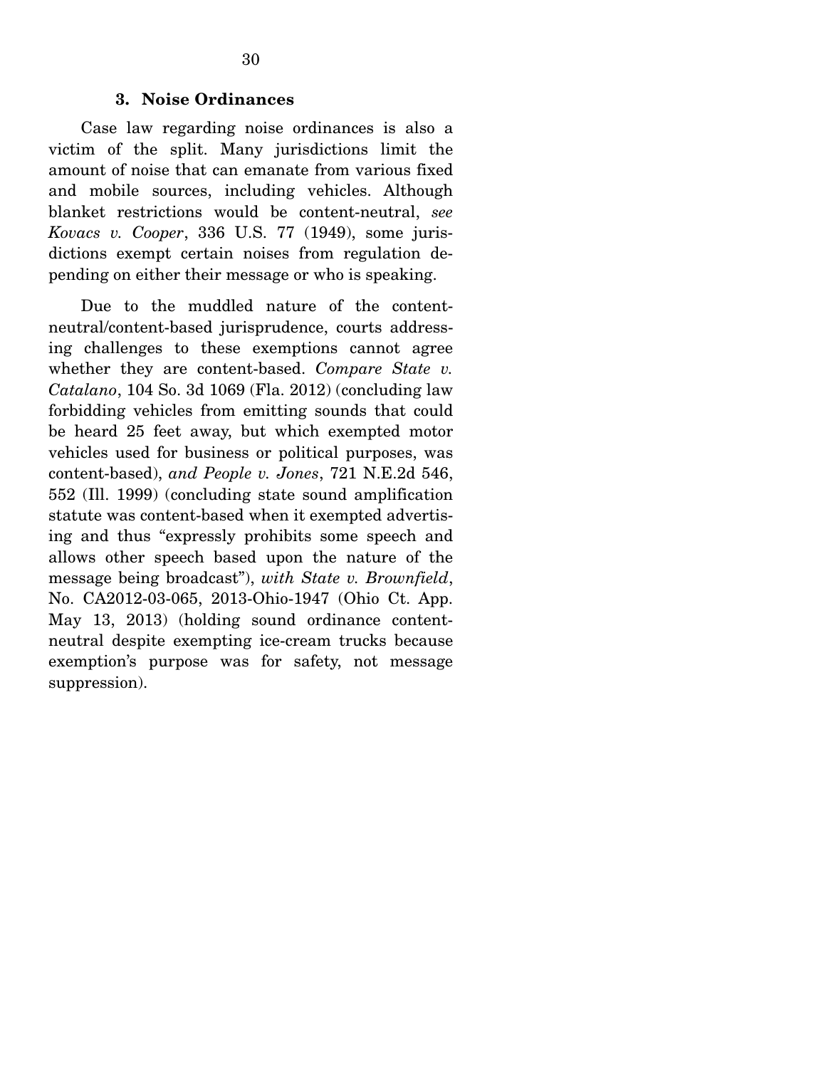### 3. Noise Ordinances

Case law regarding noise ordinances is also a victim of the split. Many jurisdictions limit the amount of noise that can emanate from various fixed and mobile sources, including vehicles. Although blanket restrictions would be content-neutral, *see Kovacs v. Cooper*, 336 U.S. 77 (1949), some jurisdictions exempt certain noises from regulation depending on either their message or who is speaking.

Due to the muddled nature of the content-neutral/content-based jurisprudence, courts addressing challenges to these exemptions cannot agree whether they are content-based. *Compare State v. Catalano*, 104 So. 3d 1069 (Fla. 2012) (concluding law forbidding vehicles from emitting sounds that could be heard 25 feet away, but which exempted motor vehicles used for business or political purposes, was content-based), *and People v. Jones*, 721 N.E.2d 546, 552 (Ill. 1999) (concluding state sound amplification statute was content-based when it exempted advertising and thus "expressly prohibits some speech and allows other speech based upon the nature of the message being broadcast"), *with State v. Brownfield*, No. CA2012-03-065, 2013-Ohio-1947 (Ohio Ct. App. May 13, 2013) (holding sound ordinance content-neutral despite exempting ice-cream trucks because exemption's purpose was for safety, not message suppression).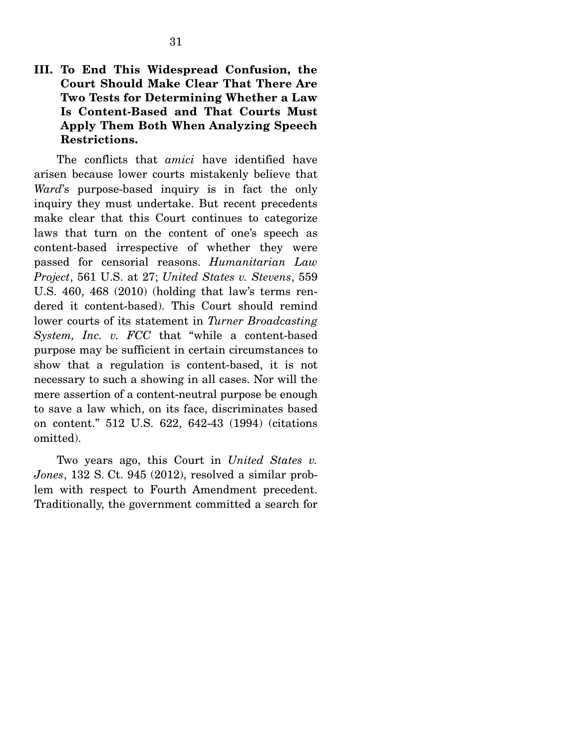## III. To End This Widespread Confusion, the Court Should Make Clear That There Are Two Tests for Determining Whether a Law Is Content-Based and That Courts Must Apply Them Both When Analyzing Speech Restrictions.

The conflicts that *amici* have identified have arisen because lower courts mistakenly believe that *Ward*'s purpose-based inquiry is in fact the only inquiry they must undertake. But recent precedents make clear that this Court continues to categorize laws that turn on the content of one's speech as content-based irrespective of whether they were passed for censorial reasons. *Humanitarian Law Project*, 561 U.S. at 27; *United States v. Stevens*, 559 U.S. 460, 468 (2010) (holding that law's terms rendered it content-based). This Court should remind lower courts of its statement in *Turner Broadcasting System, Inc. v. FCC* that "while a content-based purpose may be sufficient in certain circumstances to show that a regulation is content-based, it is not necessary to such a showing in all cases. Nor will the mere assertion of a content-neutral purpose be enough to save a law which, on its face, discriminates based on content." 512 U.S. 622, 642-43 (1994) (citations omitted).

Two years ago, this Court in *United States v. Jones*, 132 S. Ct. 945 (2012), resolved a similar problem with respect to Fourth Amendment precedent. Traditionally, the government committed a search for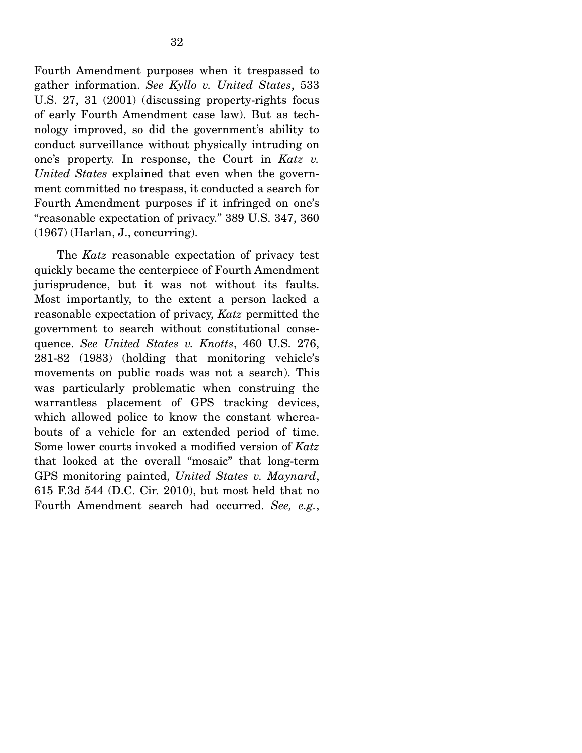Fourth Amendment purposes when it trespassed to gather information. *See Kyllo v. United States*, 533 U.S. 27, 31 (2001) (discussing property-rights focus of early Fourth Amendment case law). But as technology improved, so did the government's ability to conduct surveillance without physically intruding on one's property. In response, the Court in *Katz v. United States* explained that even when the government committed no trespass, it conducted a search for Fourth Amendment purposes if it infringed on one's "reasonable expectation of privacy." 389 U.S. 347, 360 (1967) (Harlan, J., concurring).

The *Katz* reasonable expectation of privacy test quickly became the centerpiece of Fourth Amendment jurisprudence, but it was not without its faults. Most importantly, to the extent a person lacked a reasonable expectation of privacy, *Katz* permitted the government to search without constitutional consequence. *See United States v. Knotts*, 460 U.S. 276, 281-82 (1983) (holding that monitoring vehicle's movements on public roads was not a search). This was particularly problematic when construing the warrantless placement of GPS tracking devices, which allowed police to know the constant whereabouts of a vehicle for an extended period of time. Some lower courts invoked a modified version of *Katz* that looked at the overall "mosaic" that long-term GPS monitoring painted, *United States v. Maynard*, 615 F.3d 544 (D.C. Cir. 2010), but most held that no Fourth Amendment search had occurred. *See, e.g.*,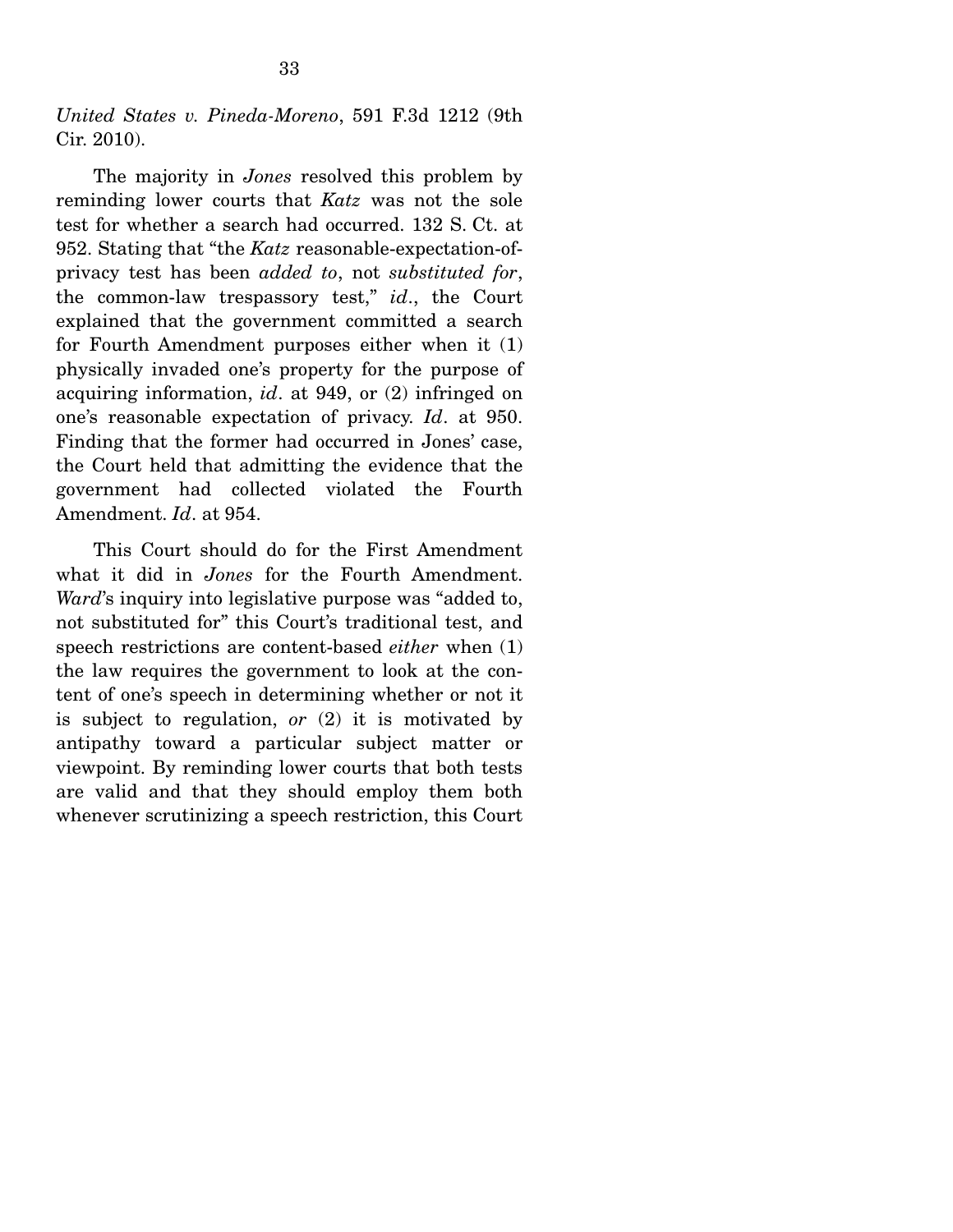*United States v. Pineda-Moreno*, 591 F.3d 1212 (9th Cir. 2010).

The majority in *Jones* resolved this problem by reminding lower courts that *Katz* was not the sole test for whether a search had occurred. 132 S. Ct. at 952. Stating that "the *Katz* reasonable-expectation-of-privacy test has been *added to*, not *substituted for*, the common-law trespassory test," *id*., the Court explained that the government committed a search for Fourth Amendment purposes either when it (1) physically invaded one's property for the purpose of acquiring information, *id*. at 949, or (2) infringed on one's reasonable expectation of privacy. *Id*. at 950. Finding that the former had occurred in Jones' case, the Court held that admitting the evidence that the government had collected violated the Fourth Amendment. *Id*. at 954.

This Court should do for the First Amendment what it did in *Jones* for the Fourth Amendment. *Ward*'s inquiry into legislative purpose was "added to, not substituted for" this Court's traditional test, and speech restrictions are content-based *either* when (1) the law requires the government to look at the content of one's speech in determining whether or not it is subject to regulation, *or* (2) it is motivated by antipathy toward a particular subject matter or viewpoint. By reminding lower courts that both tests are valid and that they should employ them both whenever scrutinizing a speech restriction, this Court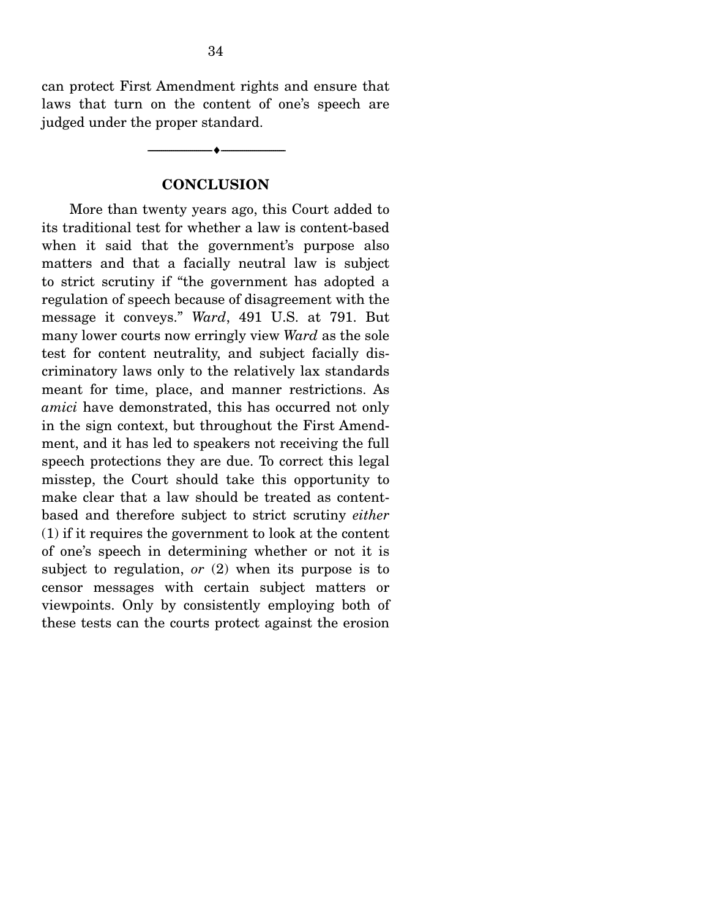can protect First Amendment rights and ensure that laws that turn on the content of one's speech are judged under the proper standard.

---

## CONCLUSION

More than twenty years ago, this Court added to its traditional test for whether a law is content-based when it said that the government's purpose also matters and that a facially neutral law is subject to strict scrutiny if "the government has adopted a regulation of speech because of disagreement with the message it conveys." *Ward*, 491 U.S. at 791. But many lower courts now erringly view *Ward* as the sole test for content neutrality, and subject facially discriminatory laws only to the relatively lax standards meant for time, place, and manner restrictions. As *amici* have demonstrated, this has occurred not only in the sign context, but throughout the First Amendment, and it has led to speakers not receiving the full speech protections they are due. To correct this legal misstep, the Court should take this opportunity to make clear that a law should be treated as content-based and therefore subject to strict scrutiny *either* (1) if it requires the government to look at the content of one's speech in determining whether or not it is subject to regulation, *or* (2) when its purpose is to censor messages with certain subject matters or viewpoints. Only by consistently employing both of these tests can the courts protect against the erosion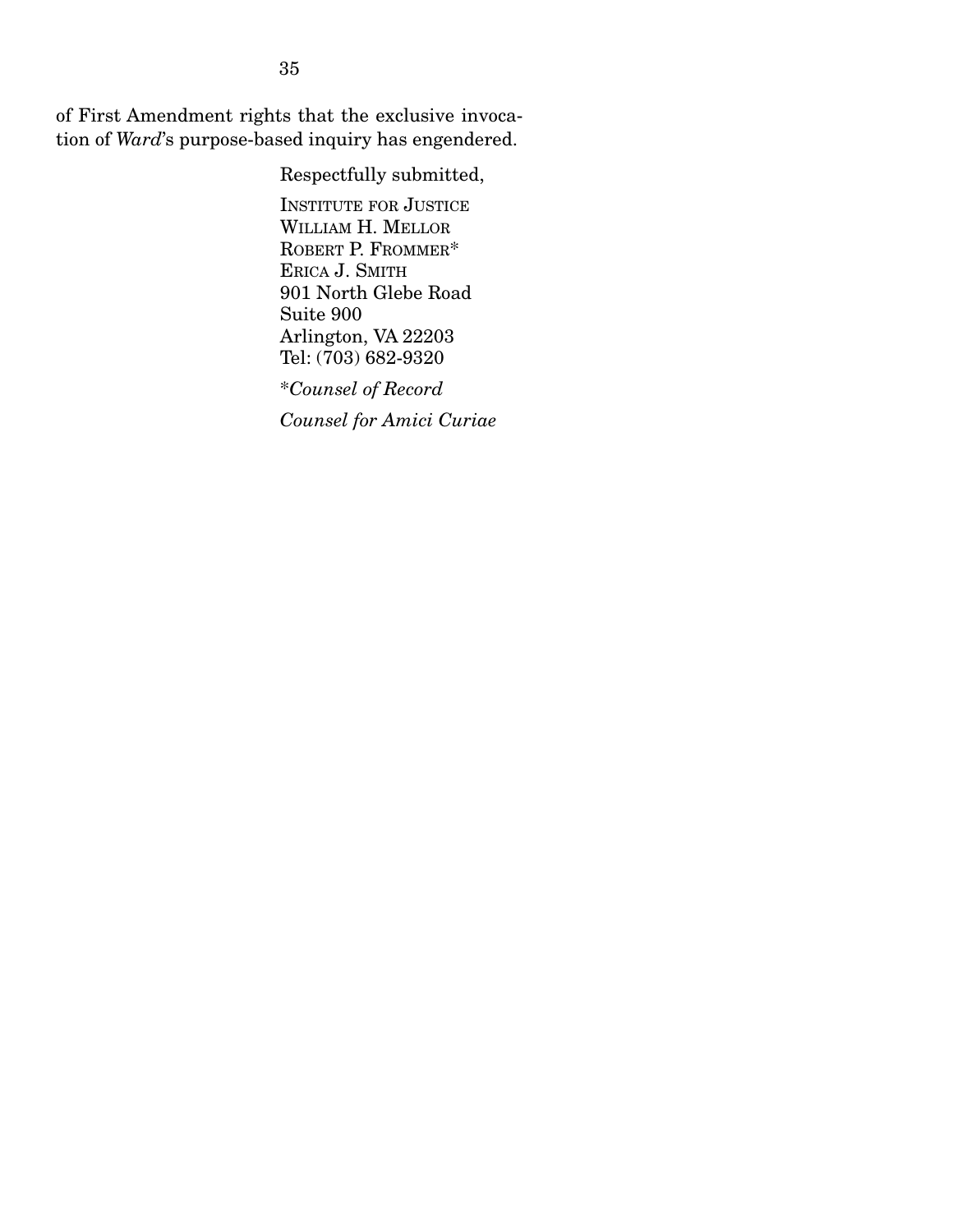of First Amendment rights that the exclusive invocation of *Ward*'s purpose-based inquiry has engendered.

Respectfully submitted,

INSTITUTE FOR JUSTICE
WILLIAM H. MELLOR
ROBERT P. FROMMER*
ERICA J. SMITH
901 North Glebe Road
Suite 900
Arlington, VA 22203
Tel: (703) 682-9320

**Counsel of Record*

*Counsel for Amici Curiae*